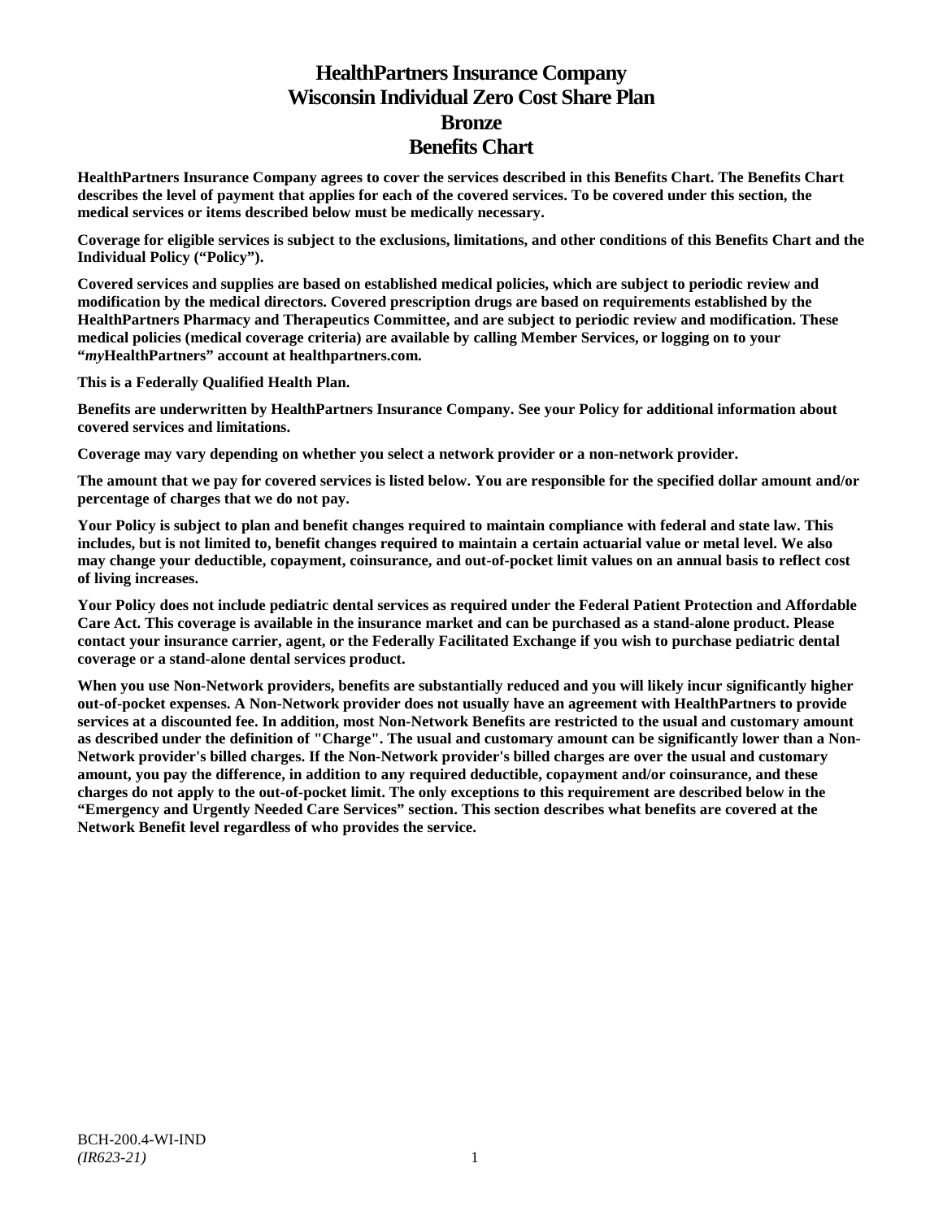# HealthPartners Insurance Company
# Wisconsin Individual Zero Cost Share Plan
# Bronze
# Benefits Chart

**HealthPartners Insurance Company agrees to cover the services described in this Benefits Chart. The Benefits Chart describes the level of payment that applies for each of the covered services. To be covered under this section, the medical services or items described below must be medically necessary.**

**Coverage for eligible services is subject to the exclusions, limitations, and other conditions of this Benefits Chart and the Individual Policy ("Policy").**

**Covered services and supplies are based on established medical policies, which are subject to periodic review and modification by the medical directors. Covered prescription drugs are based on requirements established by the HealthPartners Pharmacy and Therapeutics Committee, and are subject to periodic review and modification. These medical policies (medical coverage criteria) are available by calling Member Services, or logging on to your "*my*HealthPartners" account at healthpartners.com.**

**This is a Federally Qualified Health Plan.**

**Benefits are underwritten by HealthPartners Insurance Company. See your Policy for additional information about covered services and limitations.**

**Coverage may vary depending on whether you select a network provider or a non-network provider.**

**The amount that we pay for covered services is listed below. You are responsible for the specified dollar amount and/or percentage of charges that we do not pay.**

**Your Policy is subject to plan and benefit changes required to maintain compliance with federal and state law. This includes, but is not limited to, benefit changes required to maintain a certain actuarial value or metal level. We also may change your deductible, copayment, coinsurance, and out-of-pocket limit values on an annual basis to reflect cost of living increases.**

**Your Policy does not include pediatric dental services as required under the Federal Patient Protection and Affordable Care Act. This coverage is available in the insurance market and can be purchased as a stand-alone product. Please contact your insurance carrier, agent, or the Federally Facilitated Exchange if you wish to purchase pediatric dental coverage or a stand-alone dental services product.**

**When you use Non-Network providers, benefits are substantially reduced and you will likely incur significantly higher out-of-pocket expenses. A Non-Network provider does not usually have an agreement with HealthPartners to provide services at a discounted fee. In addition, most Non-Network Benefits are restricted to the usual and customary amount as described under the definition of "Charge". The usual and customary amount can be significantly lower than a Non-Network provider's billed charges. If the Non-Network provider's billed charges are over the usual and customary amount, you pay the difference, in addition to any required deductible, copayment and/or coinsurance, and these charges do not apply to the out-of-pocket limit. The only exceptions to this requirement are described below in the "Emergency and Urgently Needed Care Services" section. This section describes what benefits are covered at the Network Benefit level regardless of who provides the service.**

BCH-200.4-WI-IND
*(IR623-21)*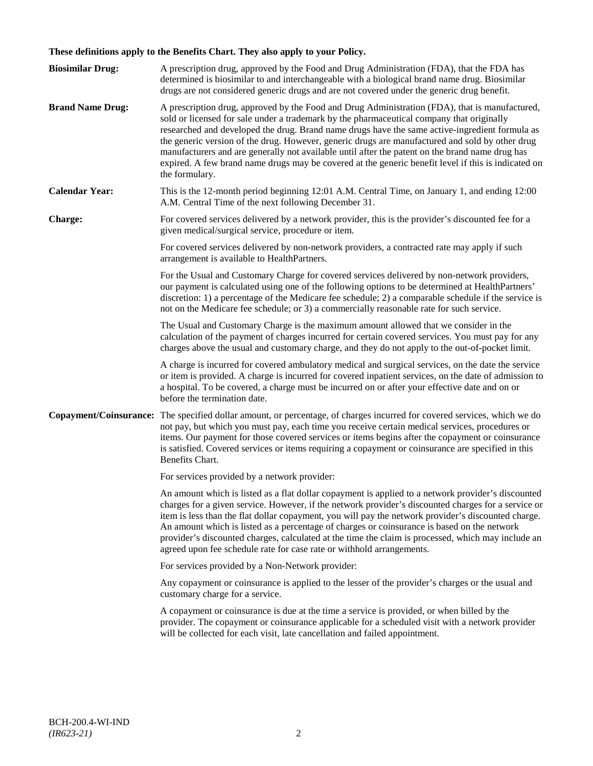**These definitions apply to the Benefits Chart. They also apply to your Policy.**

**Biosimilar Drug:** A prescription drug, approved by the Food and Drug Administration (FDA), that the FDA has determined is biosimilar to and interchangeable with a biological brand name drug. Biosimilar drugs are not considered generic drugs and are not covered under the generic drug benefit.

**Brand Name Drug:** A prescription drug, approved by the Food and Drug Administration (FDA), that is manufactured, sold or licensed for sale under a trademark by the pharmaceutical company that originally researched and developed the drug. Brand name drugs have the same active-ingredient formula as the generic version of the drug. However, generic drugs are manufactured and sold by other drug manufacturers and are generally not available until after the patent on the brand name drug has expired. A few brand name drugs may be covered at the generic benefit level if this is indicated on the formulary.

**Calendar Year:** This is the 12-month period beginning 12:01 A.M. Central Time, on January 1, and ending 12:00 A.M. Central Time of the next following December 31.

**Charge:** For covered services delivered by a network provider, this is the provider's discounted fee for a given medical/surgical service, procedure or item.

For covered services delivered by non-network providers, a contracted rate may apply if such arrangement is available to HealthPartners.

For the Usual and Customary Charge for covered services delivered by non-network providers, our payment is calculated using one of the following options to be determined at HealthPartners' discretion: 1) a percentage of the Medicare fee schedule; 2) a comparable schedule if the service is not on the Medicare fee schedule; or 3) a commercially reasonable rate for such service.

The Usual and Customary Charge is the maximum amount allowed that we consider in the calculation of the payment of charges incurred for certain covered services. You must pay for any charges above the usual and customary charge, and they do not apply to the out-of-pocket limit.

A charge is incurred for covered ambulatory medical and surgical services, on the date the service or item is provided. A charge is incurred for covered inpatient services, on the date of admission to a hospital. To be covered, a charge must be incurred on or after your effective date and on or before the termination date.

**Copayment/Coinsurance:** The specified dollar amount, or percentage, of charges incurred for covered services, which we do not pay, but which you must pay, each time you receive certain medical services, procedures or items. Our payment for those covered services or items begins after the copayment or coinsurance is satisfied. Covered services or items requiring a copayment or coinsurance are specified in this Benefits Chart.

For services provided by a network provider:

An amount which is listed as a flat dollar copayment is applied to a network provider's discounted charges for a given service. However, if the network provider's discounted charges for a service or item is less than the flat dollar copayment, you will pay the network provider's discounted charge. An amount which is listed as a percentage of charges or coinsurance is based on the network provider's discounted charges, calculated at the time the claim is processed, which may include an agreed upon fee schedule rate for case rate or withhold arrangements.

For services provided by a Non-Network provider:

Any copayment or coinsurance is applied to the lesser of the provider's charges or the usual and customary charge for a service.

A copayment or coinsurance is due at the time a service is provided, or when billed by the provider. The copayment or coinsurance applicable for a scheduled visit with a network provider will be collected for each visit, late cancellation and failed appointment.

BCH-200.4-WI-IND
*(IR623-21)*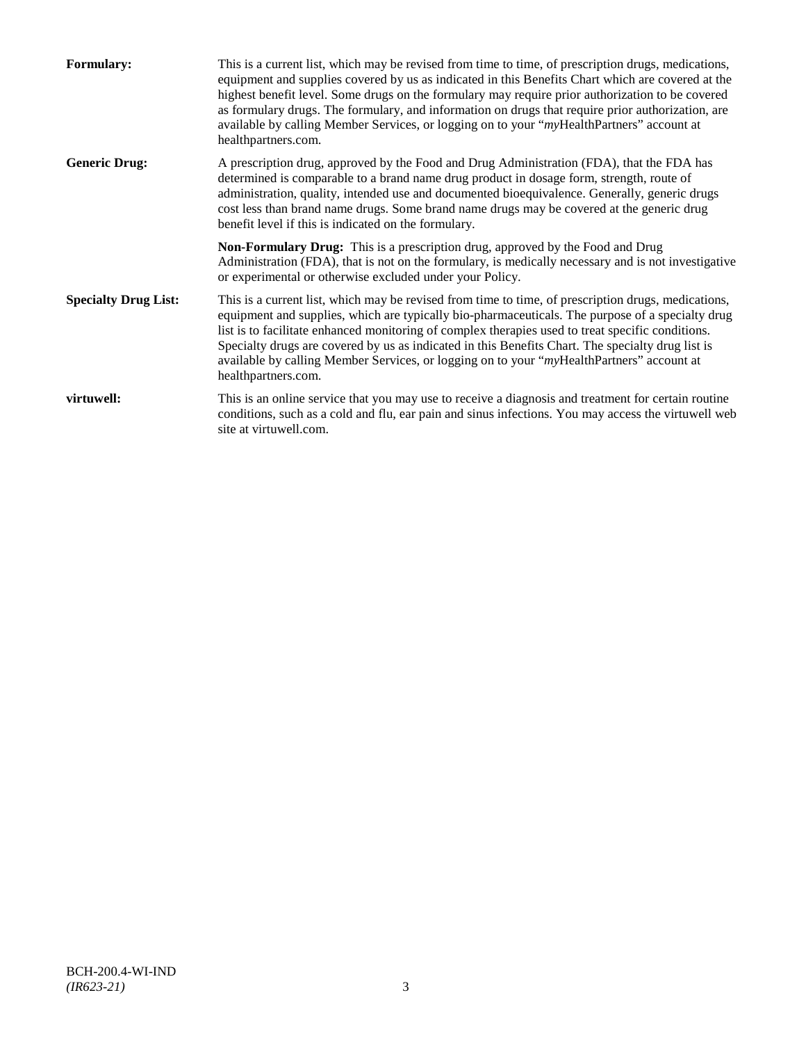**Formulary:** This is a current list, which may be revised from time to time, of prescription drugs, medications, equipment and supplies covered by us as indicated in this Benefits Chart which are covered at the highest benefit level. Some drugs on the formulary may require prior authorization to be covered as formulary drugs. The formulary, and information on drugs that require prior authorization, are available by calling Member Services, or logging on to your "*my*HealthPartners" account at healthpartners.com.

**Generic Drug:** A prescription drug, approved by the Food and Drug Administration (FDA), that the FDA has determined is comparable to a brand name drug product in dosage form, strength, route of administration, quality, intended use and documented bioequivalence. Generally, generic drugs cost less than brand name drugs. Some brand name drugs may be covered at the generic drug benefit level if this is indicated on the formulary.

**Non-Formulary Drug:** This is a prescription drug, approved by the Food and Drug Administration (FDA), that is not on the formulary, is medically necessary and is not investigative or experimental or otherwise excluded under your Policy.

**Specialty Drug List:** This is a current list, which may be revised from time to time, of prescription drugs, medications, equipment and supplies, which are typically bio-pharmaceuticals. The purpose of a specialty drug list is to facilitate enhanced monitoring of complex therapies used to treat specific conditions. Specialty drugs are covered by us as indicated in this Benefits Chart. The specialty drug list is available by calling Member Services, or logging on to your "*my*HealthPartners" account at healthpartners.com.

**virtuwell:** This is an online service that you may use to receive a diagnosis and treatment for certain routine conditions, such as a cold and flu, ear pain and sinus infections. You may access the virtuwell web site at virtuwell.com.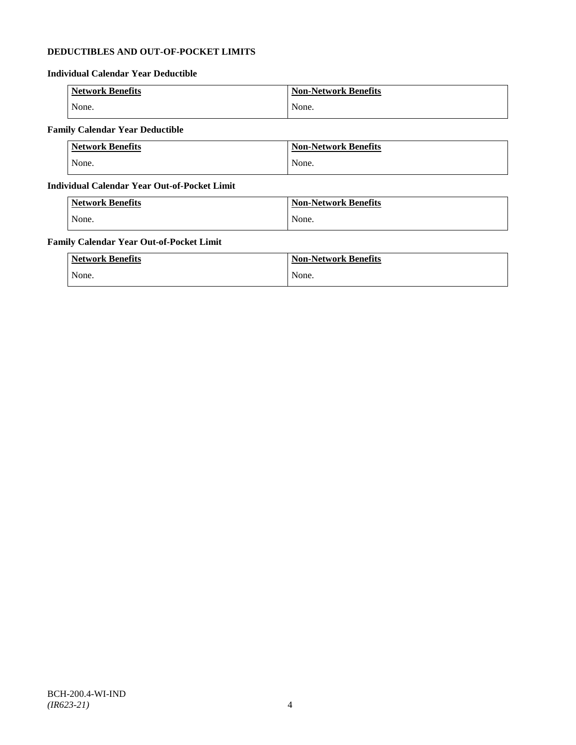**DEDUCTIBLES AND OUT-OF-POCKET LIMITS**

**Individual Calendar Year Deductible**

| Network Benefits | Non-Network Benefits |
|---|---|
| None. | None. |

**Family Calendar Year Deductible**

| Network Benefits | Non-Network Benefits |
|---|---|
| None. | None. |

**Individual Calendar Year Out-of-Pocket Limit**

| Network Benefits | Non-Network Benefits |
|---|---|
| None. | None. |

**Family Calendar Year Out-of-Pocket Limit**

| Network Benefits | Non-Network Benefits |
|---|---|
| None. | None. |

BCH-200.4-WI-IND
*(IR623-21)*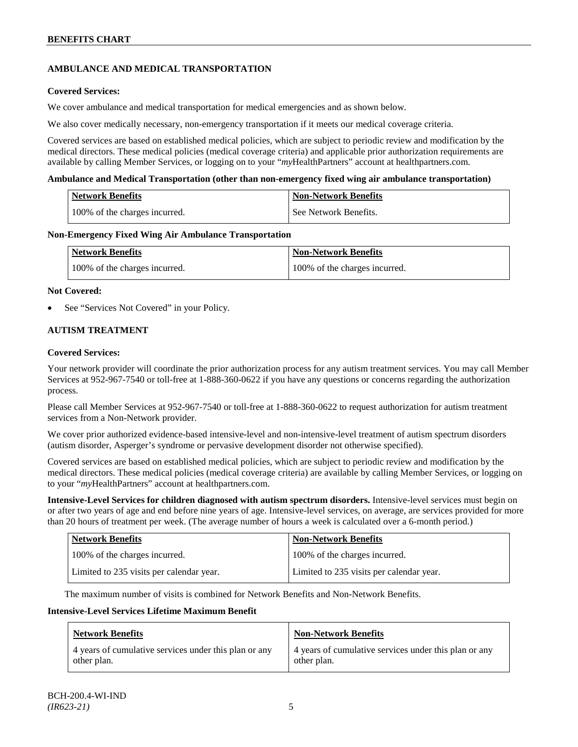## AMBULANCE AND MEDICAL TRANSPORTATION

**Covered Services:**

We cover ambulance and medical transportation for medical emergencies and as shown below.

We also cover medically necessary, non-emergency transportation if it meets our medical coverage criteria.

Covered services are based on established medical policies, which are subject to periodic review and modification by the medical directors. These medical policies (medical coverage criteria) and applicable prior authorization requirements are available by calling Member Services, or logging on to your "*my*HealthPartners" account at healthpartners.com.

**Ambulance and Medical Transportation (other than non-emergency fixed wing air ambulance transportation)**

| Network Benefits | Non-Network Benefits |
|---|---|
| 100% of the charges incurred. | See Network Benefits. |

**Non-Emergency Fixed Wing Air Ambulance Transportation**

| Network Benefits | Non-Network Benefits |
|---|---|
| 100% of the charges incurred. | 100% of the charges incurred. |

**Not Covered:**

- See "Services Not Covered" in your Policy.

## AUTISM TREATMENT

**Covered Services:**

Your network provider will coordinate the prior authorization process for any autism treatment services. You may call Member Services at 952-967-7540 or toll-free at 1-888-360-0622 if you have any questions or concerns regarding the authorization process.

Please call Member Services at 952-967-7540 or toll-free at 1-888-360-0622 to request authorization for autism treatment services from a Non-Network provider.

We cover prior authorized evidence-based intensive-level and non-intensive-level treatment of autism spectrum disorders (autism disorder, Asperger's syndrome or pervasive development disorder not otherwise specified).

Covered services are based on established medical policies, which are subject to periodic review and modification by the medical directors. These medical policies (medical coverage criteria) are available by calling Member Services, or logging on to your "*my*HealthPartners" account at healthpartners.com.

**Intensive-Level Services for children diagnosed with autism spectrum disorders.** Intensive-level services must begin on or after two years of age and end before nine years of age. Intensive-level services, on average, are services provided for more than 20 hours of treatment per week. (The average number of hours a week is calculated over a 6-month period.)

| Network Benefits | Non-Network Benefits |
|---|---|
| 100% of the charges incurred. | 100% of the charges incurred. |
| Limited to 235 visits per calendar year. | Limited to 235 visits per calendar year. |

The maximum number of visits is combined for Network Benefits and Non-Network Benefits.

**Intensive-Level Services Lifetime Maximum Benefit**

| Network Benefits | Non-Network Benefits |
|---|---|
| 4 years of cumulative services under this plan or any other plan. | 4 years of cumulative services under this plan or any other plan. |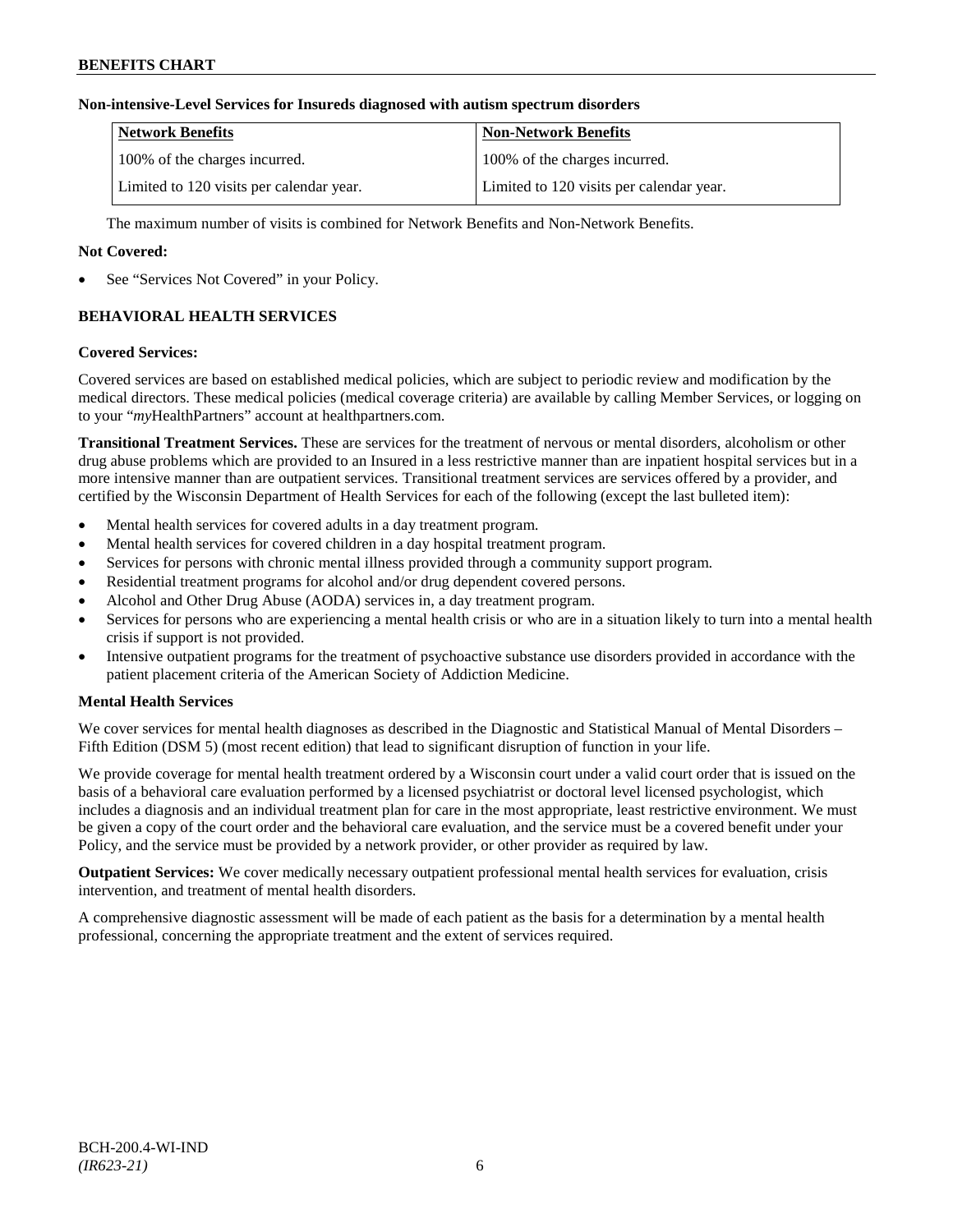**Non-intensive-Level Services for Insureds diagnosed with autism spectrum disorders**

| Network Benefits | Non-Network Benefits |
| --- | --- |
| 100% of the charges incurred. | 100% of the charges incurred. |
| Limited to 120 visits per calendar year. | Limited to 120 visits per calendar year. |

The maximum number of visits is combined for Network Benefits and Non-Network Benefits.

**Not Covered:**

- See "Services Not Covered" in your Policy.

## BEHAVIORAL HEALTH SERVICES

**Covered Services:**

Covered services are based on established medical policies, which are subject to periodic review and modification by the medical directors. These medical policies (medical coverage criteria) are available by calling Member Services, or logging on to your "*my*HealthPartners" account at healthpartners.com.

**Transitional Treatment Services.** These are services for the treatment of nervous or mental disorders, alcoholism or other drug abuse problems which are provided to an Insured in a less restrictive manner than are inpatient hospital services but in a more intensive manner than are outpatient services. Transitional treatment services are services offered by a provider, and certified by the Wisconsin Department of Health Services for each of the following (except the last bulleted item):

- Mental health services for covered adults in a day treatment program.
- Mental health services for covered children in a day hospital treatment program.
- Services for persons with chronic mental illness provided through a community support program.
- Residential treatment programs for alcohol and/or drug dependent covered persons.
- Alcohol and Other Drug Abuse (AODA) services in, a day treatment program.
- Services for persons who are experiencing a mental health crisis or who are in a situation likely to turn into a mental health crisis if support is not provided.
- Intensive outpatient programs for the treatment of psychoactive substance use disorders provided in accordance with the patient placement criteria of the American Society of Addiction Medicine.

**Mental Health Services**

We cover services for mental health diagnoses as described in the Diagnostic and Statistical Manual of Mental Disorders – Fifth Edition (DSM 5) (most recent edition) that lead to significant disruption of function in your life.

We provide coverage for mental health treatment ordered by a Wisconsin court under a valid court order that is issued on the basis of a behavioral care evaluation performed by a licensed psychiatrist or doctoral level licensed psychologist, which includes a diagnosis and an individual treatment plan for care in the most appropriate, least restrictive environment. We must be given a copy of the court order and the behavioral care evaluation, and the service must be a covered benefit under your Policy, and the service must be provided by a network provider, or other provider as required by law.

**Outpatient Services:** We cover medically necessary outpatient professional mental health services for evaluation, crisis intervention, and treatment of mental health disorders.

A comprehensive diagnostic assessment will be made of each patient as the basis for a determination by a mental health professional, concerning the appropriate treatment and the extent of services required.

BCH-200.4-WI-IND
*(IR623-21)*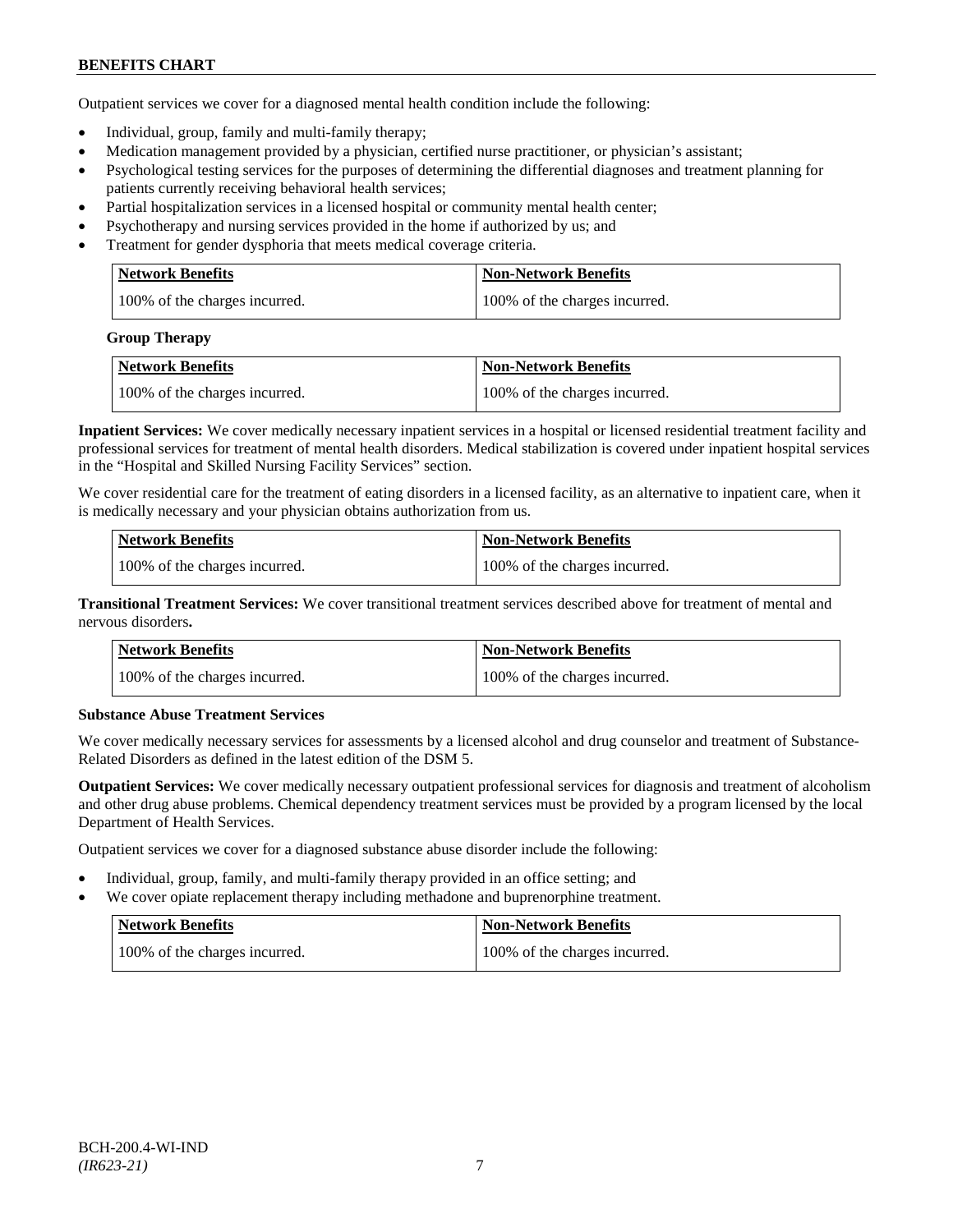Outpatient services we cover for a diagnosed mental health condition include the following:

- Individual, group, family and multi-family therapy;
- Medication management provided by a physician, certified nurse practitioner, or physician's assistant;
- Psychological testing services for the purposes of determining the differential diagnoses and treatment planning for patients currently receiving behavioral health services;
- Partial hospitalization services in a licensed hospital or community mental health center;
- Psychotherapy and nursing services provided in the home if authorized by us; and
- Treatment for gender dysphoria that meets medical coverage criteria.

| Network Benefits | Non-Network Benefits |
|---|---|
| 100% of the charges incurred. | 100% of the charges incurred. |

**Group Therapy**

| Network Benefits | Non-Network Benefits |
|---|---|
| 100% of the charges incurred. | 100% of the charges incurred. |

**Inpatient Services:** We cover medically necessary inpatient services in a hospital or licensed residential treatment facility and professional services for treatment of mental health disorders. Medical stabilization is covered under inpatient hospital services in the "Hospital and Skilled Nursing Facility Services" section.

We cover residential care for the treatment of eating disorders in a licensed facility, as an alternative to inpatient care, when it is medically necessary and your physician obtains authorization from us.

| Network Benefits | Non-Network Benefits |
|---|---|
| 100% of the charges incurred. | 100% of the charges incurred. |

**Transitional Treatment Services:** We cover transitional treatment services described above for treatment of mental and nervous disorders**.**

| Network Benefits | Non-Network Benefits |
|---|---|
| 100% of the charges incurred. | 100% of the charges incurred. |

**Substance Abuse Treatment Services**

We cover medically necessary services for assessments by a licensed alcohol and drug counselor and treatment of Substance-Related Disorders as defined in the latest edition of the DSM 5.

**Outpatient Services:** We cover medically necessary outpatient professional services for diagnosis and treatment of alcoholism and other drug abuse problems. Chemical dependency treatment services must be provided by a program licensed by the local Department of Health Services.

Outpatient services we cover for a diagnosed substance abuse disorder include the following:

- Individual, group, family, and multi-family therapy provided in an office setting; and
- We cover opiate replacement therapy including methadone and buprenorphine treatment.

| Network Benefits | Non-Network Benefits |
|---|---|
| 100% of the charges incurred. | 100% of the charges incurred. |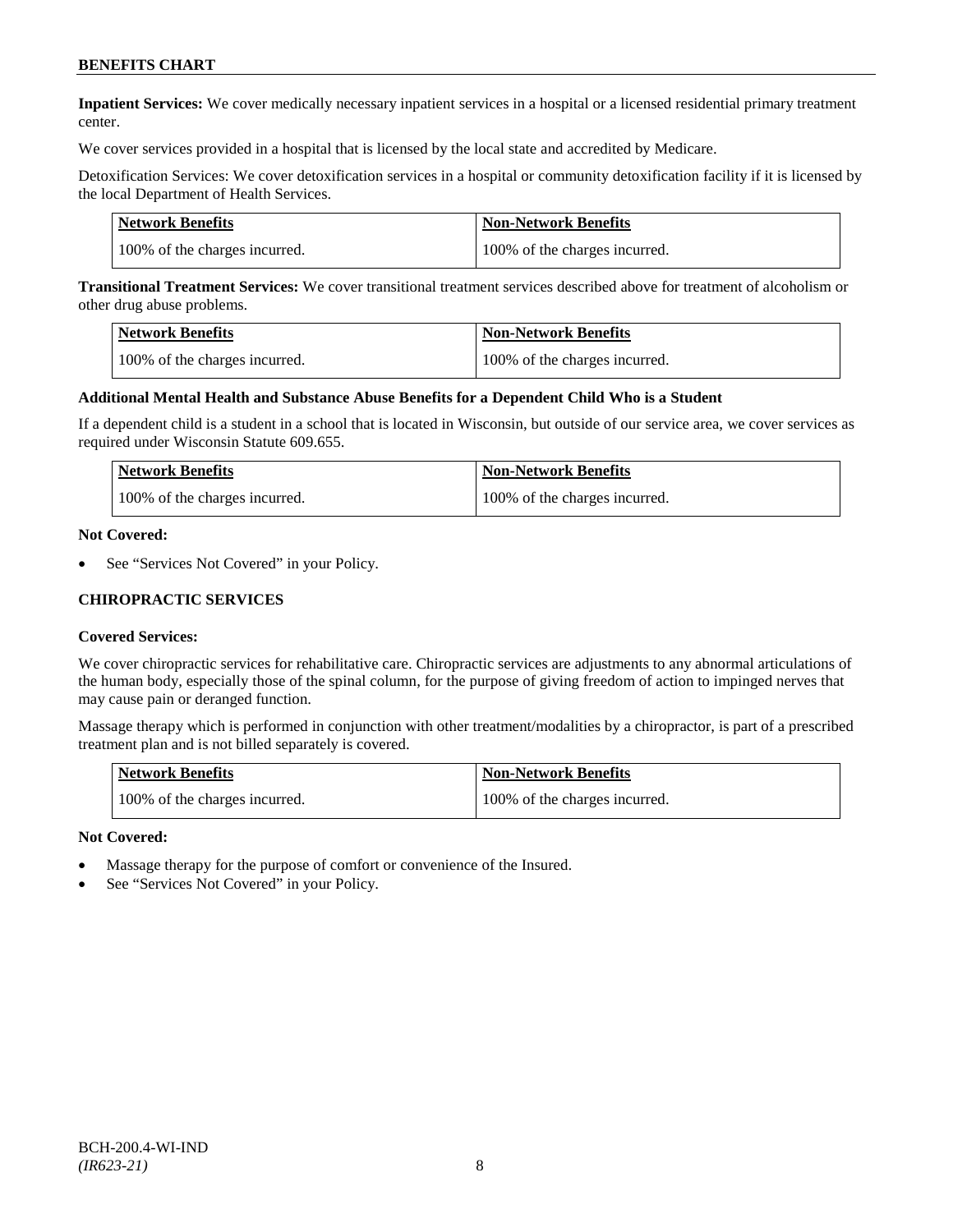**Inpatient Services:** We cover medically necessary inpatient services in a hospital or a licensed residential primary treatment center.

We cover services provided in a hospital that is licensed by the local state and accredited by Medicare.

Detoxification Services: We cover detoxification services in a hospital or community detoxification facility if it is licensed by the local Department of Health Services.

| Network Benefits | Non-Network Benefits |
| --- | --- |
| 100% of the charges incurred. | 100% of the charges incurred. |

**Transitional Treatment Services:** We cover transitional treatment services described above for treatment of alcoholism or other drug abuse problems.

| Network Benefits | Non-Network Benefits |
| --- | --- |
| 100% of the charges incurred. | 100% of the charges incurred. |

**Additional Mental Health and Substance Abuse Benefits for a Dependent Child Who is a Student**

If a dependent child is a student in a school that is located in Wisconsin, but outside of our service area, we cover services as required under Wisconsin Statute 609.655.

| Network Benefits | Non-Network Benefits |
| --- | --- |
| 100% of the charges incurred. | 100% of the charges incurred. |

**Not Covered:**

- See "Services Not Covered" in your Policy.

## CHIROPRACTIC SERVICES

**Covered Services:**

We cover chiropractic services for rehabilitative care. Chiropractic services are adjustments to any abnormal articulations of the human body, especially those of the spinal column, for the purpose of giving freedom of action to impinged nerves that may cause pain or deranged function.

Massage therapy which is performed in conjunction with other treatment/modalities by a chiropractor, is part of a prescribed treatment plan and is not billed separately is covered.

| Network Benefits | Non-Network Benefits |
| --- | --- |
| 100% of the charges incurred. | 100% of the charges incurred. |

**Not Covered:**

- Massage therapy for the purpose of comfort or convenience of the Insured.
- See "Services Not Covered" in your Policy.

BCH-200.4-WI-IND
*(IR623-21)*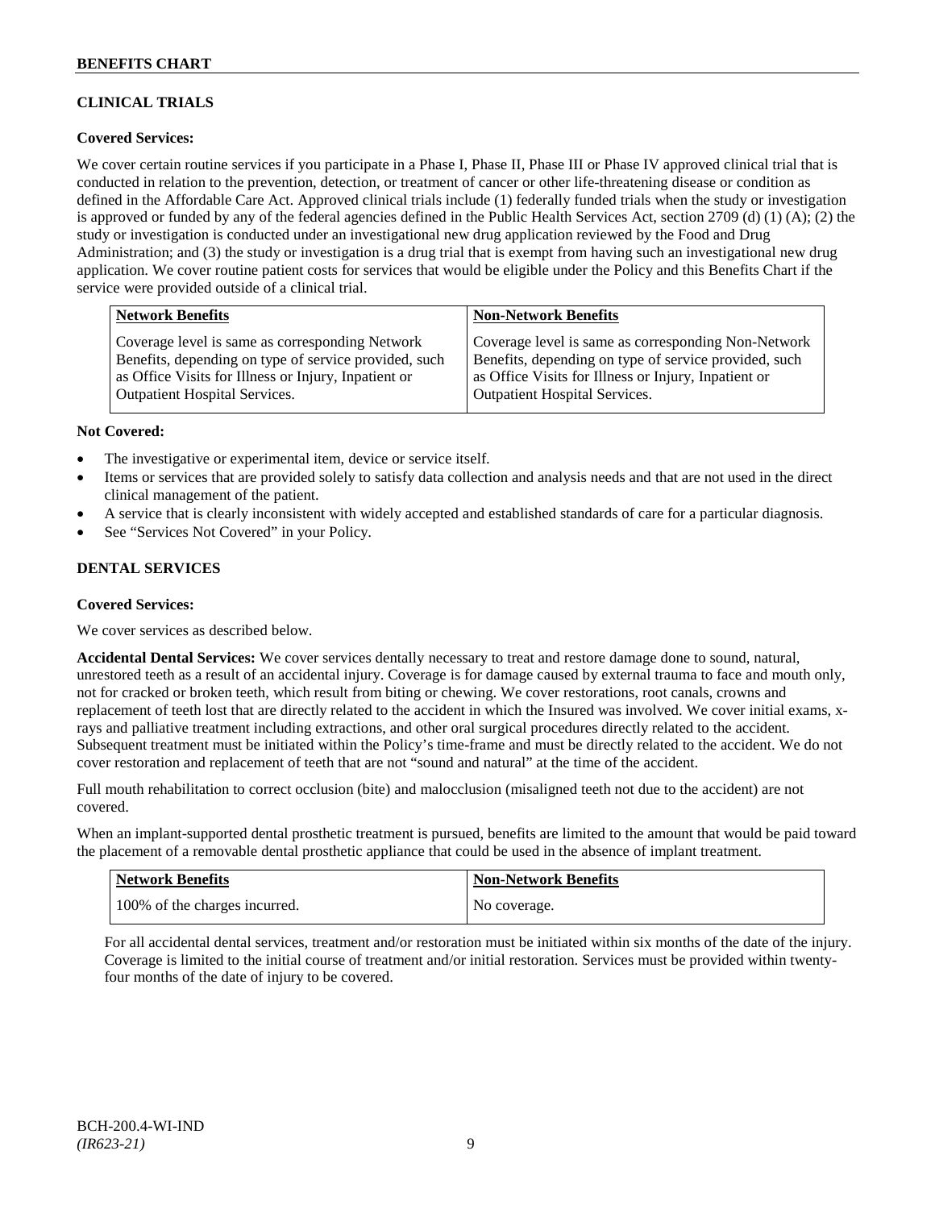## CLINICAL TRIALS

**Covered Services:**

We cover certain routine services if you participate in a Phase I, Phase II, Phase III or Phase IV approved clinical trial that is conducted in relation to the prevention, detection, or treatment of cancer or other life-threatening disease or condition as defined in the Affordable Care Act. Approved clinical trials include (1) federally funded trials when the study or investigation is approved or funded by any of the federal agencies defined in the Public Health Services Act, section 2709 (d) (1) (A); (2) the study or investigation is conducted under an investigational new drug application reviewed by the Food and Drug Administration; and (3) the study or investigation is a drug trial that is exempt from having such an investigational new drug application. We cover routine patient costs for services that would be eligible under the Policy and this Benefits Chart if the service were provided outside of a clinical trial.

| Network Benefits | Non-Network Benefits |
|---|---|
| Coverage level is same as corresponding Network Benefits, depending on type of service provided, such as Office Visits for Illness or Injury, Inpatient or Outpatient Hospital Services. | Coverage level is same as corresponding Non-Network Benefits, depending on type of service provided, such as Office Visits for Illness or Injury, Inpatient or Outpatient Hospital Services. |

**Not Covered:**

- The investigative or experimental item, device or service itself.
- Items or services that are provided solely to satisfy data collection and analysis needs and that are not used in the direct clinical management of the patient.
- A service that is clearly inconsistent with widely accepted and established standards of care for a particular diagnosis.
- See "Services Not Covered" in your Policy.

## DENTAL SERVICES

**Covered Services:**

We cover services as described below.

**Accidental Dental Services:** We cover services dentally necessary to treat and restore damage done to sound, natural, unrestored teeth as a result of an accidental injury. Coverage is for damage caused by external trauma to face and mouth only, not for cracked or broken teeth, which result from biting or chewing. We cover restorations, root canals, crowns and replacement of teeth lost that are directly related to the accident in which the Insured was involved. We cover initial exams, x-rays and palliative treatment including extractions, and other oral surgical procedures directly related to the accident. Subsequent treatment must be initiated within the Policy's time-frame and must be directly related to the accident. We do not cover restoration and replacement of teeth that are not "sound and natural" at the time of the accident.

Full mouth rehabilitation to correct occlusion (bite) and malocclusion (misaligned teeth not due to the accident) are not covered.

When an implant-supported dental prosthetic treatment is pursued, benefits are limited to the amount that would be paid toward the placement of a removable dental prosthetic appliance that could be used in the absence of implant treatment.

| Network Benefits | Non-Network Benefits |
|---|---|
| 100% of the charges incurred. | No coverage. |

For all accidental dental services, treatment and/or restoration must be initiated within six months of the date of the injury. Coverage is limited to the initial course of treatment and/or initial restoration. Services must be provided within twenty-four months of the date of injury to be covered.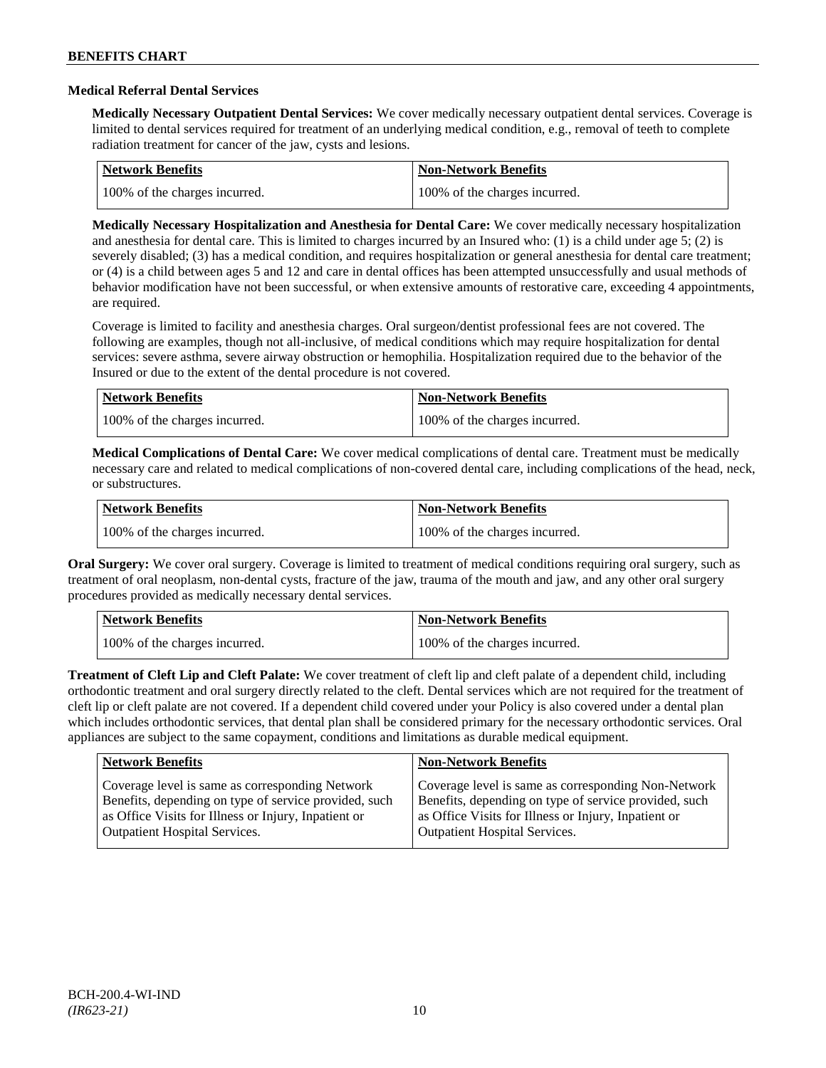### Medical Referral Dental Services

**Medically Necessary Outpatient Dental Services:** We cover medically necessary outpatient dental services. Coverage is limited to dental services required for treatment of an underlying medical condition, e.g., removal of teeth to complete radiation treatment for cancer of the jaw, cysts and lesions.

| Network Benefits | Non-Network Benefits |
|---|---|
| 100% of the charges incurred. | 100% of the charges incurred. |

**Medically Necessary Hospitalization and Anesthesia for Dental Care:** We cover medically necessary hospitalization and anesthesia for dental care. This is limited to charges incurred by an Insured who: (1) is a child under age 5; (2) is severely disabled; (3) has a medical condition, and requires hospitalization or general anesthesia for dental care treatment; or (4) is a child between ages 5 and 12 and care in dental offices has been attempted unsuccessfully and usual methods of behavior modification have not been successful, or when extensive amounts of restorative care, exceeding 4 appointments, are required.

Coverage is limited to facility and anesthesia charges. Oral surgeon/dentist professional fees are not covered. The following are examples, though not all-inclusive, of medical conditions which may require hospitalization for dental services: severe asthma, severe airway obstruction or hemophilia. Hospitalization required due to the behavior of the Insured or due to the extent of the dental procedure is not covered.

| Network Benefits | Non-Network Benefits |
|---|---|
| 100% of the charges incurred. | 100% of the charges incurred. |

**Medical Complications of Dental Care:** We cover medical complications of dental care. Treatment must be medically necessary care and related to medical complications of non-covered dental care, including complications of the head, neck, or substructures.

| Network Benefits | Non-Network Benefits |
|---|---|
| 100% of the charges incurred. | 100% of the charges incurred. |

**Oral Surgery:** We cover oral surgery. Coverage is limited to treatment of medical conditions requiring oral surgery, such as treatment of oral neoplasm, non-dental cysts, fracture of the jaw, trauma of the mouth and jaw, and any other oral surgery procedures provided as medically necessary dental services.

| Network Benefits | Non-Network Benefits |
|---|---|
| 100% of the charges incurred. | 100% of the charges incurred. |

**Treatment of Cleft Lip and Cleft Palate:** We cover treatment of cleft lip and cleft palate of a dependent child, including orthodontic treatment and oral surgery directly related to the cleft. Dental services which are not required for the treatment of cleft lip or cleft palate are not covered. If a dependent child covered under your Policy is also covered under a dental plan which includes orthodontic services, that dental plan shall be considered primary for the necessary orthodontic services. Oral appliances are subject to the same copayment, conditions and limitations as durable medical equipment.

| Network Benefits | Non-Network Benefits |
|---|---|
| Coverage level is same as corresponding Network Benefits, depending on type of service provided, such as Office Visits for Illness or Injury, Inpatient or Outpatient Hospital Services. | Coverage level is same as corresponding Non-Network Benefits, depending on type of service provided, such as Office Visits for Illness or Injury, Inpatient or Outpatient Hospital Services. |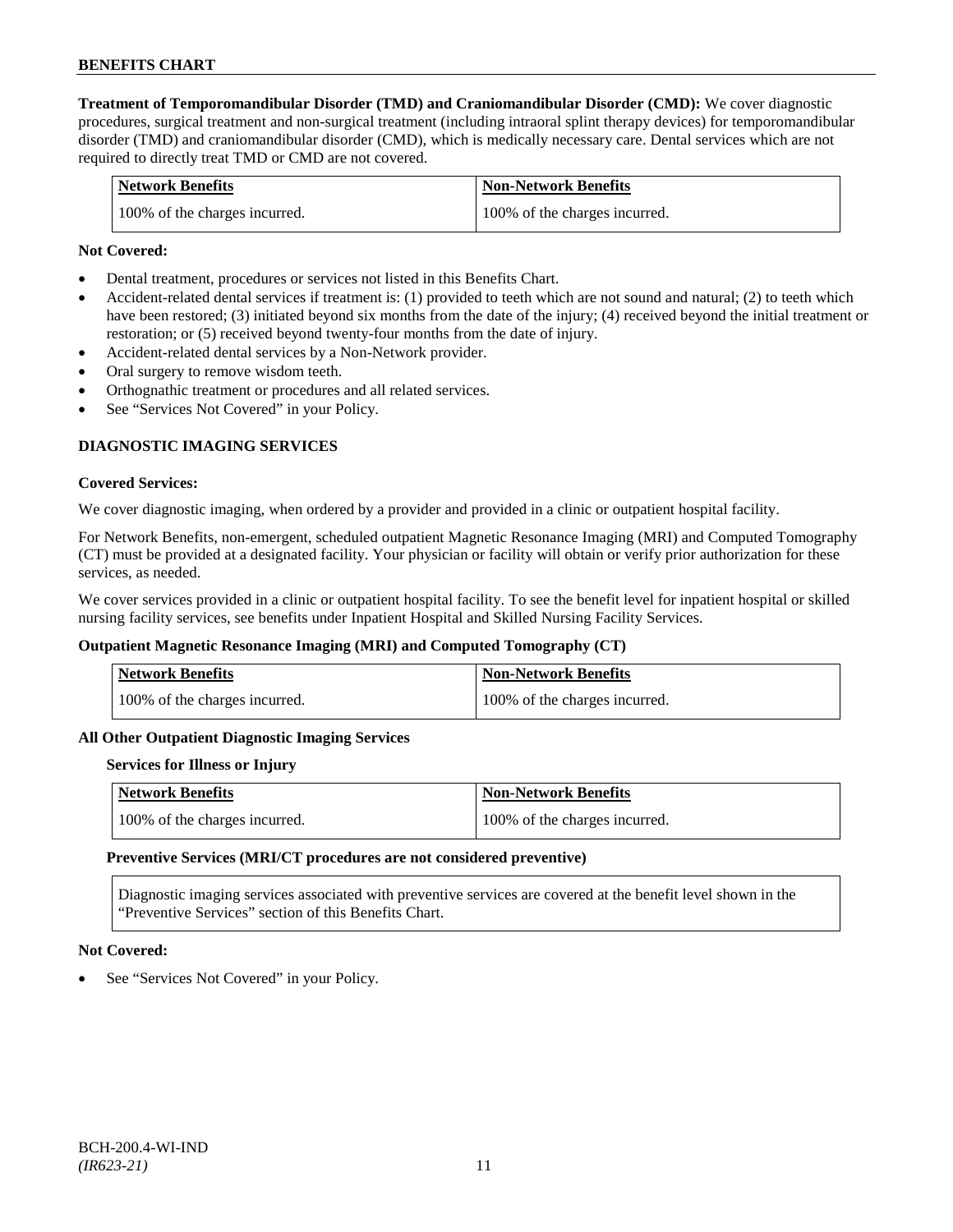**Treatment of Temporomandibular Disorder (TMD) and Craniomandibular Disorder (CMD):** We cover diagnostic procedures, surgical treatment and non-surgical treatment (including intraoral splint therapy devices) for temporomandibular disorder (TMD) and craniomandibular disorder (CMD), which is medically necessary care. Dental services which are not required to directly treat TMD or CMD are not covered.

| Network Benefits | Non-Network Benefits |
|---|---|
| 100% of the charges incurred. | 100% of the charges incurred. |

**Not Covered:**

- Dental treatment, procedures or services not listed in this Benefits Chart.
- Accident-related dental services if treatment is: (1) provided to teeth which are not sound and natural; (2) to teeth which have been restored; (3) initiated beyond six months from the date of the injury; (4) received beyond the initial treatment or restoration; or (5) received beyond twenty-four months from the date of injury.
- Accident-related dental services by a Non-Network provider.
- Oral surgery to remove wisdom teeth.
- Orthognathic treatment or procedures and all related services.
- See "Services Not Covered" in your Policy.

## DIAGNOSTIC IMAGING SERVICES

**Covered Services:**

We cover diagnostic imaging, when ordered by a provider and provided in a clinic or outpatient hospital facility.

For Network Benefits, non-emergent, scheduled outpatient Magnetic Resonance Imaging (MRI) and Computed Tomography (CT) must be provided at a designated facility. Your physician or facility will obtain or verify prior authorization for these services, as needed.

We cover services provided in a clinic or outpatient hospital facility. To see the benefit level for inpatient hospital or skilled nursing facility services, see benefits under Inpatient Hospital and Skilled Nursing Facility Services.

**Outpatient Magnetic Resonance Imaging (MRI) and Computed Tomography (CT)**

| Network Benefits | Non-Network Benefits |
|---|---|
| 100% of the charges incurred. | 100% of the charges incurred. |

**All Other Outpatient Diagnostic Imaging Services**

**Services for Illness or Injury**

| Network Benefits | Non-Network Benefits |
|---|---|
| 100% of the charges incurred. | 100% of the charges incurred. |

**Preventive Services (MRI/CT procedures are not considered preventive)**

Diagnostic imaging services associated with preventive services are covered at the benefit level shown in the "Preventive Services" section of this Benefits Chart.

**Not Covered:**

- See "Services Not Covered" in your Policy.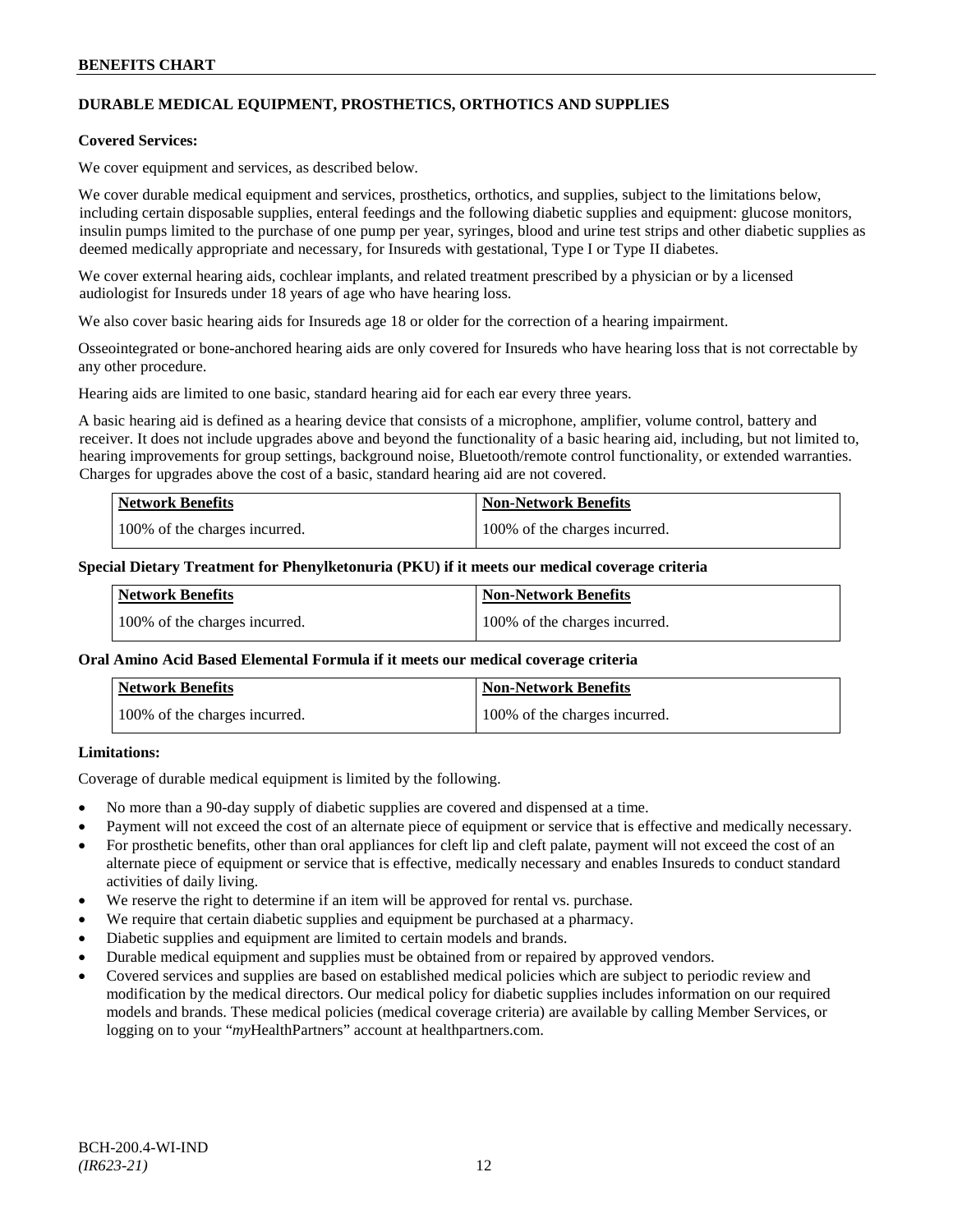## DURABLE MEDICAL EQUIPMENT, PROSTHETICS, ORTHOTICS AND SUPPLIES

**Covered Services:**

We cover equipment and services, as described below.

We cover durable medical equipment and services, prosthetics, orthotics, and supplies, subject to the limitations below, including certain disposable supplies, enteral feedings and the following diabetic supplies and equipment: glucose monitors, insulin pumps limited to the purchase of one pump per year, syringes, blood and urine test strips and other diabetic supplies as deemed medically appropriate and necessary, for Insureds with gestational, Type I or Type II diabetes.

We cover external hearing aids, cochlear implants, and related treatment prescribed by a physician or by a licensed audiologist for Insureds under 18 years of age who have hearing loss.

We also cover basic hearing aids for Insureds age 18 or older for the correction of a hearing impairment.

Osseointegrated or bone-anchored hearing aids are only covered for Insureds who have hearing loss that is not correctable by any other procedure.

Hearing aids are limited to one basic, standard hearing aid for each ear every three years.

A basic hearing aid is defined as a hearing device that consists of a microphone, amplifier, volume control, battery and receiver. It does not include upgrades above and beyond the functionality of a basic hearing aid, including, but not limited to, hearing improvements for group settings, background noise, Bluetooth/remote control functionality, or extended warranties. Charges for upgrades above the cost of a basic, standard hearing aid are not covered.

| Network Benefits | Non-Network Benefits |
|---|---|
| 100% of the charges incurred. | 100% of the charges incurred. |

**Special Dietary Treatment for Phenylketonuria (PKU) if it meets our medical coverage criteria**

| Network Benefits | Non-Network Benefits |
|---|---|
| 100% of the charges incurred. | 100% of the charges incurred. |

**Oral Amino Acid Based Elemental Formula if it meets our medical coverage criteria**

| Network Benefits | Non-Network Benefits |
|---|---|
| 100% of the charges incurred. | 100% of the charges incurred. |

**Limitations:**

Coverage of durable medical equipment is limited by the following.

- No more than a 90-day supply of diabetic supplies are covered and dispensed at a time.
- Payment will not exceed the cost of an alternate piece of equipment or service that is effective and medically necessary.
- For prosthetic benefits, other than oral appliances for cleft lip and cleft palate, payment will not exceed the cost of an alternate piece of equipment or service that is effective, medically necessary and enables Insureds to conduct standard activities of daily living.
- We reserve the right to determine if an item will be approved for rental vs. purchase.
- We require that certain diabetic supplies and equipment be purchased at a pharmacy.
- Diabetic supplies and equipment are limited to certain models and brands.
- Durable medical equipment and supplies must be obtained from or repaired by approved vendors.
- Covered services and supplies are based on established medical policies which are subject to periodic review and modification by the medical directors. Our medical policy for diabetic supplies includes information on our required models and brands. These medical policies (medical coverage criteria) are available by calling Member Services, or logging on to your "*my*HealthPartners" account at healthpartners.com.

BCH-200.4-WI-IND
*(IR623-21)*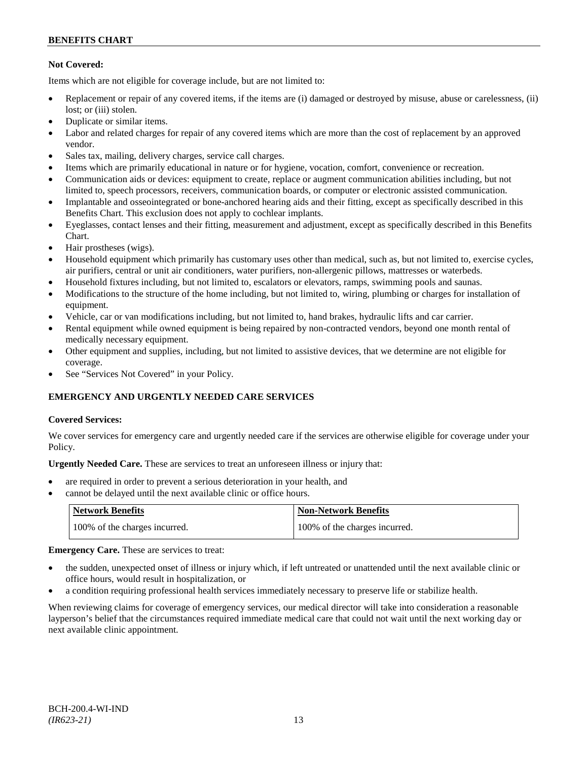**Not Covered:**

Items which are not eligible for coverage include, but are not limited to:

- Replacement or repair of any covered items, if the items are (i) damaged or destroyed by misuse, abuse or carelessness, (ii) lost; or (iii) stolen.
- Duplicate or similar items.
- Labor and related charges for repair of any covered items which are more than the cost of replacement by an approved vendor.
- Sales tax, mailing, delivery charges, service call charges.
- Items which are primarily educational in nature or for hygiene, vocation, comfort, convenience or recreation.
- Communication aids or devices: equipment to create, replace or augment communication abilities including, but not limited to, speech processors, receivers, communication boards, or computer or electronic assisted communication.
- Implantable and osseointegrated or bone-anchored hearing aids and their fitting, except as specifically described in this Benefits Chart. This exclusion does not apply to cochlear implants.
- Eyeglasses, contact lenses and their fitting, measurement and adjustment, except as specifically described in this Benefits Chart.
- Hair prostheses (wigs).
- Household equipment which primarily has customary uses other than medical, such as, but not limited to, exercise cycles, air purifiers, central or unit air conditioners, water purifiers, non-allergenic pillows, mattresses or waterbeds.
- Household fixtures including, but not limited to, escalators or elevators, ramps, swimming pools and saunas.
- Modifications to the structure of the home including, but not limited to, wiring, plumbing or charges for installation of equipment.
- Vehicle, car or van modifications including, but not limited to, hand brakes, hydraulic lifts and car carrier.
- Rental equipment while owned equipment is being repaired by non-contracted vendors, beyond one month rental of medically necessary equipment.
- Other equipment and supplies, including, but not limited to assistive devices, that we determine are not eligible for coverage.
- See "Services Not Covered" in your Policy.

## EMERGENCY AND URGENTLY NEEDED CARE SERVICES

**Covered Services:**

We cover services for emergency care and urgently needed care if the services are otherwise eligible for coverage under your Policy.

**Urgently Needed Care.** These are services to treat an unforeseen illness or injury that:

- are required in order to prevent a serious deterioration in your health, and
- cannot be delayed until the next available clinic or office hours.

| Network Benefits | Non-Network Benefits |
|---|---|
| 100% of the charges incurred. | 100% of the charges incurred. |

**Emergency Care.** These are services to treat:

- the sudden, unexpected onset of illness or injury which, if left untreated or unattended until the next available clinic or office hours, would result in hospitalization, or
- a condition requiring professional health services immediately necessary to preserve life or stabilize health.

When reviewing claims for coverage of emergency services, our medical director will take into consideration a reasonable layperson's belief that the circumstances required immediate medical care that could not wait until the next working day or next available clinic appointment.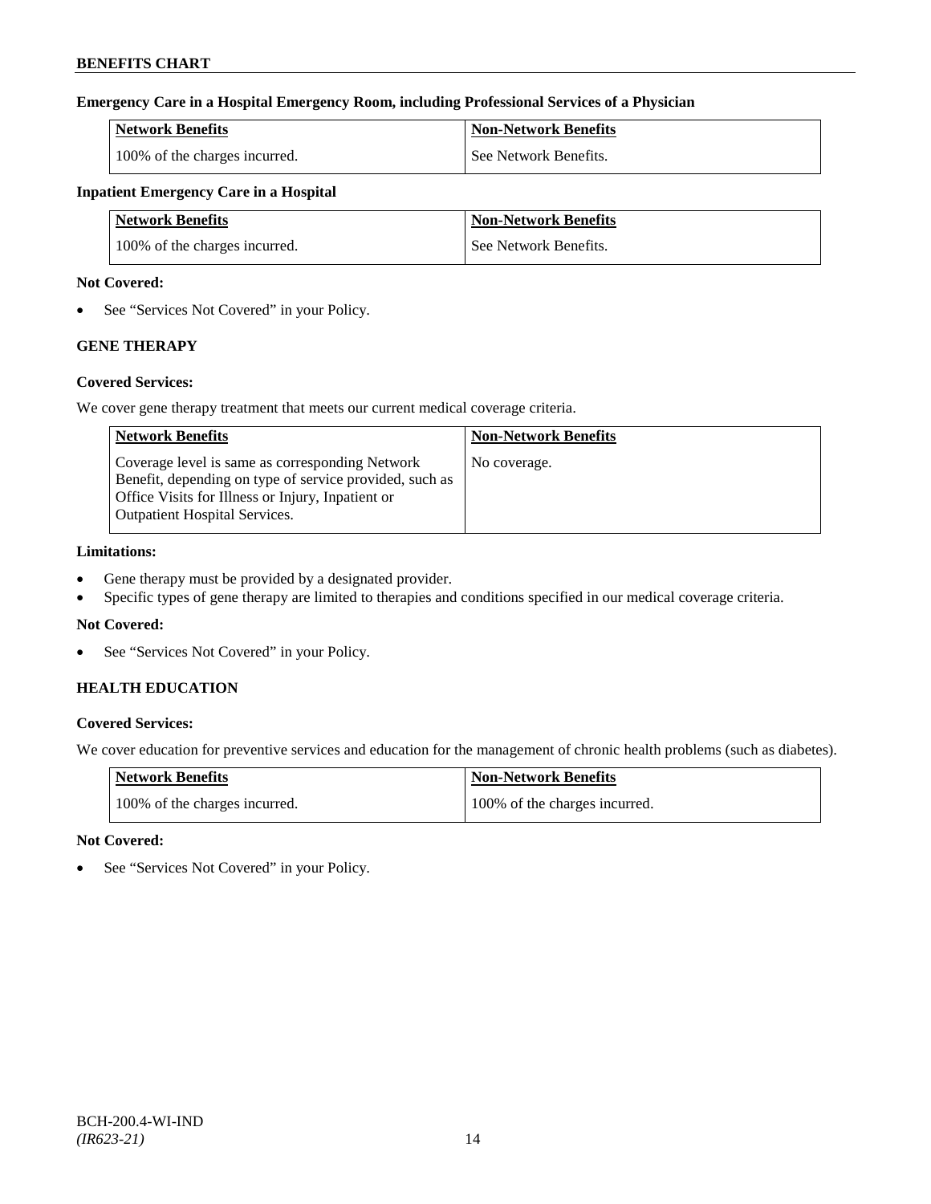**Emergency Care in a Hospital Emergency Room, including Professional Services of a Physician**

| Network Benefits | Non-Network Benefits |
| --- | --- |
| 100% of the charges incurred. | See Network Benefits. |

**Inpatient Emergency Care in a Hospital**

| Network Benefits | Non-Network Benefits |
| --- | --- |
| 100% of the charges incurred. | See Network Benefits. |

**Not Covered:**

- See "Services Not Covered" in your Policy.

## GENE THERAPY

**Covered Services:**

We cover gene therapy treatment that meets our current medical coverage criteria.

| Network Benefits | Non-Network Benefits |
| --- | --- |
| Coverage level is same as corresponding Network Benefit, depending on type of service provided, such as Office Visits for Illness or Injury, Inpatient or Outpatient Hospital Services. | No coverage. |

**Limitations:**

- Gene therapy must be provided by a designated provider.
- Specific types of gene therapy are limited to therapies and conditions specified in our medical coverage criteria.

**Not Covered:**

- See "Services Not Covered" in your Policy.

## HEALTH EDUCATION

**Covered Services:**

We cover education for preventive services and education for the management of chronic health problems (such as diabetes).

| Network Benefits | Non-Network Benefits |
| --- | --- |
| 100% of the charges incurred. | 100% of the charges incurred. |

**Not Covered:**

- See "Services Not Covered" in your Policy.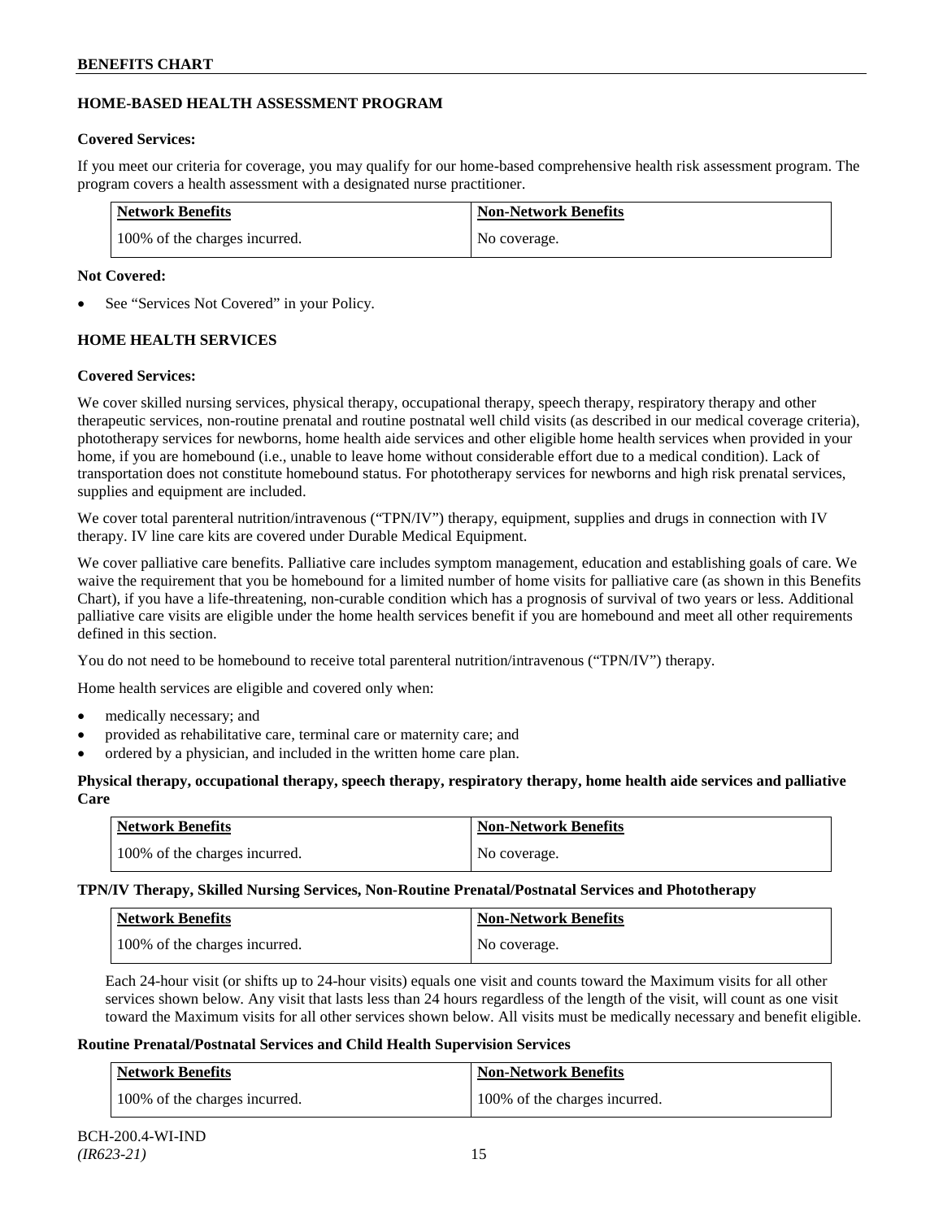## HOME-BASED HEALTH ASSESSMENT PROGRAM

**Covered Services:**

If you meet our criteria for coverage, you may qualify for our home-based comprehensive health risk assessment program. The program covers a health assessment with a designated nurse practitioner.

| Network Benefits | Non-Network Benefits |
|---|---|
| 100% of the charges incurred. | No coverage. |

**Not Covered:**

- See "Services Not Covered" in your Policy.

## HOME HEALTH SERVICES

**Covered Services:**

We cover skilled nursing services, physical therapy, occupational therapy, speech therapy, respiratory therapy and other therapeutic services, non-routine prenatal and routine postnatal well child visits (as described in our medical coverage criteria), phototherapy services for newborns, home health aide services and other eligible home health services when provided in your home, if you are homebound (i.e., unable to leave home without considerable effort due to a medical condition). Lack of transportation does not constitute homebound status. For phototherapy services for newborns and high risk prenatal services, supplies and equipment are included.

We cover total parenteral nutrition/intravenous ("TPN/IV") therapy, equipment, supplies and drugs in connection with IV therapy. IV line care kits are covered under Durable Medical Equipment.

We cover palliative care benefits. Palliative care includes symptom management, education and establishing goals of care. We waive the requirement that you be homebound for a limited number of home visits for palliative care (as shown in this Benefits Chart), if you have a life-threatening, non-curable condition which has a prognosis of survival of two years or less. Additional palliative care visits are eligible under the home health services benefit if you are homebound and meet all other requirements defined in this section.

You do not need to be homebound to receive total parenteral nutrition/intravenous ("TPN/IV") therapy.

Home health services are eligible and covered only when:

- medically necessary; and
- provided as rehabilitative care, terminal care or maternity care; and
- ordered by a physician, and included in the written home care plan.

**Physical therapy, occupational therapy, speech therapy, respiratory therapy, home health aide services and palliative Care**

| Network Benefits | Non-Network Benefits |
|---|---|
| 100% of the charges incurred. | No coverage. |

**TPN/IV Therapy, Skilled Nursing Services, Non-Routine Prenatal/Postnatal Services and Phototherapy**

| Network Benefits | Non-Network Benefits |
|---|---|
| 100% of the charges incurred. | No coverage. |

Each 24-hour visit (or shifts up to 24-hour visits) equals one visit and counts toward the Maximum visits for all other services shown below. Any visit that lasts less than 24 hours regardless of the length of the visit, will count as one visit toward the Maximum visits for all other services shown below. All visits must be medically necessary and benefit eligible.

**Routine Prenatal/Postnatal Services and Child Health Supervision Services**

| Network Benefits | Non-Network Benefits |
|---|---|
| 100% of the charges incurred. | 100% of the charges incurred. |

BCH-200.4-WI-IND
*(IR623-21)*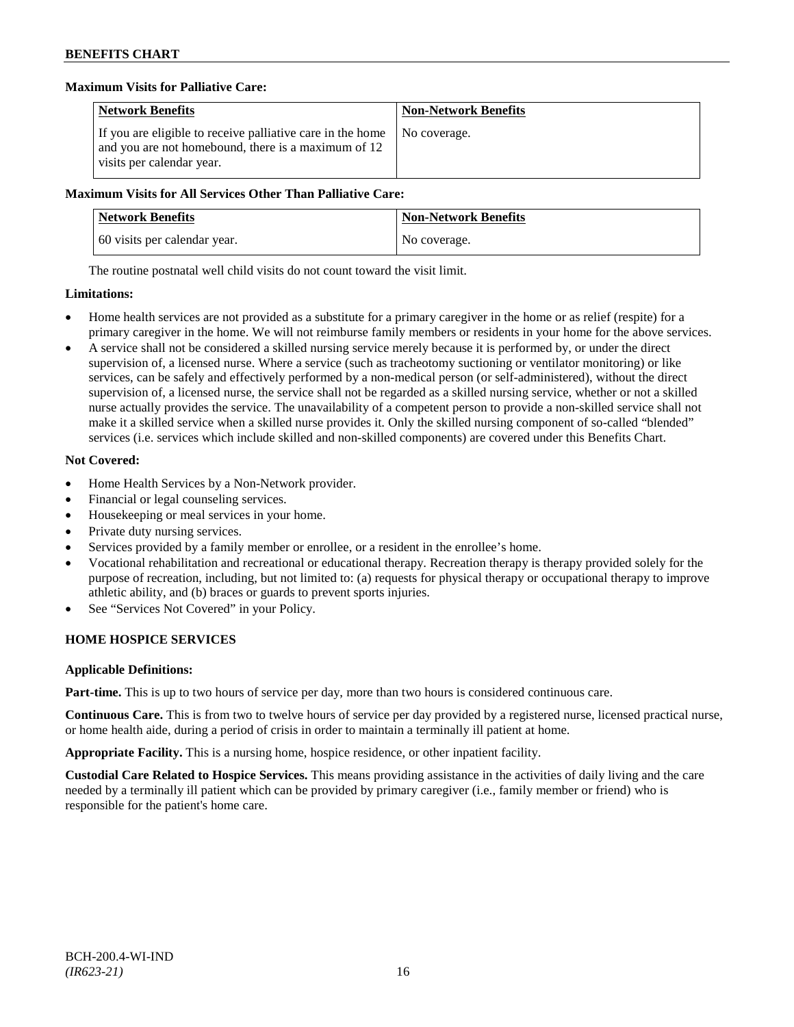**Maximum Visits for Palliative Care:**

| Network Benefits | Non-Network Benefits |
|---|---|
| If you are eligible to receive palliative care in the home and you are not homebound, there is a maximum of 12 visits per calendar year. | No coverage. |

**Maximum Visits for All Services Other Than Palliative Care:**

| Network Benefits | Non-Network Benefits |
|---|---|
| 60 visits per calendar year. | No coverage. |

The routine postnatal well child visits do not count toward the visit limit.

**Limitations:**

- Home health services are not provided as a substitute for a primary caregiver in the home or as relief (respite) for a primary caregiver in the home. We will not reimburse family members or residents in your home for the above services.
- A service shall not be considered a skilled nursing service merely because it is performed by, or under the direct supervision of, a licensed nurse. Where a service (such as tracheotomy suctioning or ventilator monitoring) or like services, can be safely and effectively performed by a non-medical person (or self-administered), without the direct supervision of, a licensed nurse, the service shall not be regarded as a skilled nursing service, whether or not a skilled nurse actually provides the service. The unavailability of a competent person to provide a non-skilled service shall not make it a skilled service when a skilled nurse provides it. Only the skilled nursing component of so-called "blended" services (i.e. services which include skilled and non-skilled components) are covered under this Benefits Chart.

**Not Covered:**

- Home Health Services by a Non-Network provider.
- Financial or legal counseling services.
- Housekeeping or meal services in your home.
- Private duty nursing services.
- Services provided by a family member or enrollee, or a resident in the enrollee's home.
- Vocational rehabilitation and recreational or educational therapy. Recreation therapy is therapy provided solely for the purpose of recreation, including, but not limited to: (a) requests for physical therapy or occupational therapy to improve athletic ability, and (b) braces or guards to prevent sports injuries.
- See "Services Not Covered" in your Policy.

## HOME HOSPICE SERVICES

**Applicable Definitions:**

**Part-time.** This is up to two hours of service per day, more than two hours is considered continuous care.

**Continuous Care.** This is from two to twelve hours of service per day provided by a registered nurse, licensed practical nurse, or home health aide, during a period of crisis in order to maintain a terminally ill patient at home.

**Appropriate Facility.** This is a nursing home, hospice residence, or other inpatient facility.

**Custodial Care Related to Hospice Services.** This means providing assistance in the activities of daily living and the care needed by a terminally ill patient which can be provided by primary caregiver (i.e., family member or friend) who is responsible for the patient's home care.

BCH-200.4-WI-IND
*(IR623-21)*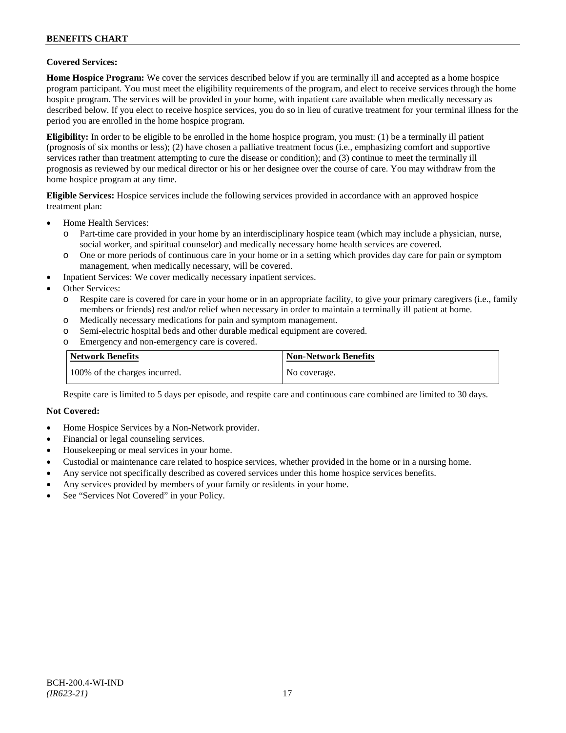**Covered Services:**

**Home Hospice Program:** We cover the services described below if you are terminally ill and accepted as a home hospice program participant. You must meet the eligibility requirements of the program, and elect to receive services through the home hospice program. The services will be provided in your home, with inpatient care available when medically necessary as described below. If you elect to receive hospice services, you do so in lieu of curative treatment for your terminal illness for the period you are enrolled in the home hospice program.

**Eligibility:** In order to be eligible to be enrolled in the home hospice program, you must: (1) be a terminally ill patient (prognosis of six months or less); (2) have chosen a palliative treatment focus (i.e., emphasizing comfort and supportive services rather than treatment attempting to cure the disease or condition); and (3) continue to meet the terminally ill prognosis as reviewed by our medical director or his or her designee over the course of care. You may withdraw from the home hospice program at any time.

**Eligible Services:** Hospice services include the following services provided in accordance with an approved hospice treatment plan:

- Home Health Services:
  - Part-time care provided in your home by an interdisciplinary hospice team (which may include a physician, nurse, social worker, and spiritual counselor) and medically necessary home health services are covered.
  - One or more periods of continuous care in your home or in a setting which provides day care for pain or symptom management, when medically necessary, will be covered.
- Inpatient Services: We cover medically necessary inpatient services.
- Other Services:
  - Respite care is covered for care in your home or in an appropriate facility, to give your primary caregivers (i.e., family members or friends) rest and/or relief when necessary in order to maintain a terminally ill patient at home.
  - Medically necessary medications for pain and symptom management.
  - Semi-electric hospital beds and other durable medical equipment are covered.
  - Emergency and non-emergency care is covered.

| Network Benefits | Non-Network Benefits |
|---|---|
| 100% of the charges incurred. | No coverage. |

Respite care is limited to 5 days per episode, and respite care and continuous care combined are limited to 30 days.

**Not Covered:**

- Home Hospice Services by a Non-Network provider.
- Financial or legal counseling services.
- Housekeeping or meal services in your home.
- Custodial or maintenance care related to hospice services, whether provided in the home or in a nursing home.
- Any service not specifically described as covered services under this home hospice services benefits.
- Any services provided by members of your family or residents in your home.
- See "Services Not Covered" in your Policy.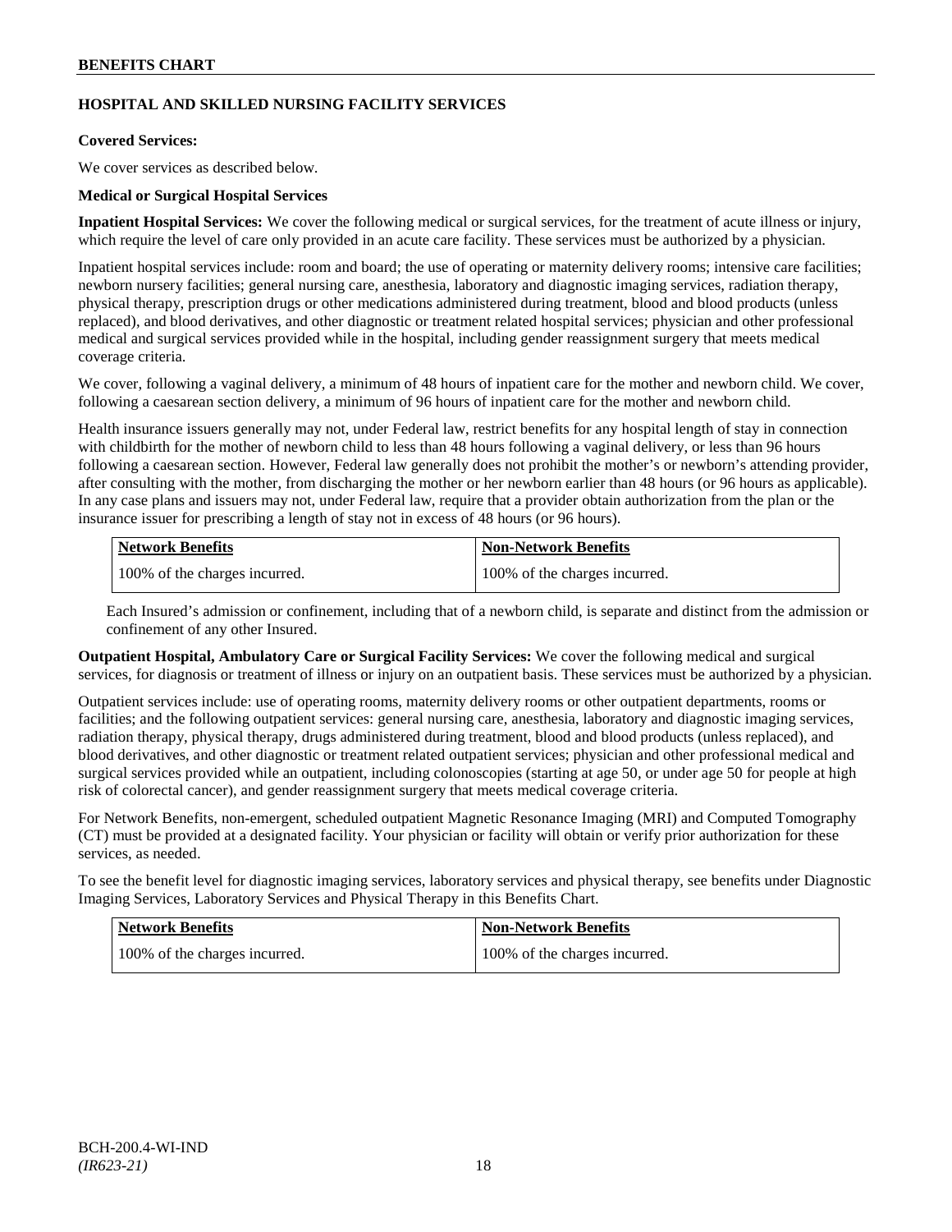## HOSPITAL AND SKILLED NURSING FACILITY SERVICES

**Covered Services:**

We cover services as described below.

**Medical or Surgical Hospital Services**

**Inpatient Hospital Services:** We cover the following medical or surgical services, for the treatment of acute illness or injury, which require the level of care only provided in an acute care facility. These services must be authorized by a physician.

Inpatient hospital services include: room and board; the use of operating or maternity delivery rooms; intensive care facilities; newborn nursery facilities; general nursing care, anesthesia, laboratory and diagnostic imaging services, radiation therapy, physical therapy, prescription drugs or other medications administered during treatment, blood and blood products (unless replaced), and blood derivatives, and other diagnostic or treatment related hospital services; physician and other professional medical and surgical services provided while in the hospital, including gender reassignment surgery that meets medical coverage criteria.

We cover, following a vaginal delivery, a minimum of 48 hours of inpatient care for the mother and newborn child. We cover, following a caesarean section delivery, a minimum of 96 hours of inpatient care for the mother and newborn child.

Health insurance issuers generally may not, under Federal law, restrict benefits for any hospital length of stay in connection with childbirth for the mother of newborn child to less than 48 hours following a vaginal delivery, or less than 96 hours following a caesarean section. However, Federal law generally does not prohibit the mother's or newborn's attending provider, after consulting with the mother, from discharging the mother or her newborn earlier than 48 hours (or 96 hours as applicable). In any case plans and issuers may not, under Federal law, require that a provider obtain authorization from the plan or the insurance issuer for prescribing a length of stay not in excess of 48 hours (or 96 hours).

| Network Benefits | Non-Network Benefits |
|---|---|
| 100% of the charges incurred. | 100% of the charges incurred. |

Each Insured's admission or confinement, including that of a newborn child, is separate and distinct from the admission or confinement of any other Insured.

**Outpatient Hospital, Ambulatory Care or Surgical Facility Services:** We cover the following medical and surgical services, for diagnosis or treatment of illness or injury on an outpatient basis. These services must be authorized by a physician.

Outpatient services include: use of operating rooms, maternity delivery rooms or other outpatient departments, rooms or facilities; and the following outpatient services: general nursing care, anesthesia, laboratory and diagnostic imaging services, radiation therapy, physical therapy, drugs administered during treatment, blood and blood products (unless replaced), and blood derivatives, and other diagnostic or treatment related outpatient services; physician and other professional medical and surgical services provided while an outpatient, including colonoscopies (starting at age 50, or under age 50 for people at high risk of colorectal cancer), and gender reassignment surgery that meets medical coverage criteria.

For Network Benefits, non-emergent, scheduled outpatient Magnetic Resonance Imaging (MRI) and Computed Tomography (CT) must be provided at a designated facility. Your physician or facility will obtain or verify prior authorization for these services, as needed.

To see the benefit level for diagnostic imaging services, laboratory services and physical therapy, see benefits under Diagnostic Imaging Services, Laboratory Services and Physical Therapy in this Benefits Chart.

| Network Benefits | Non-Network Benefits |
|---|---|
| 100% of the charges incurred. | 100% of the charges incurred. |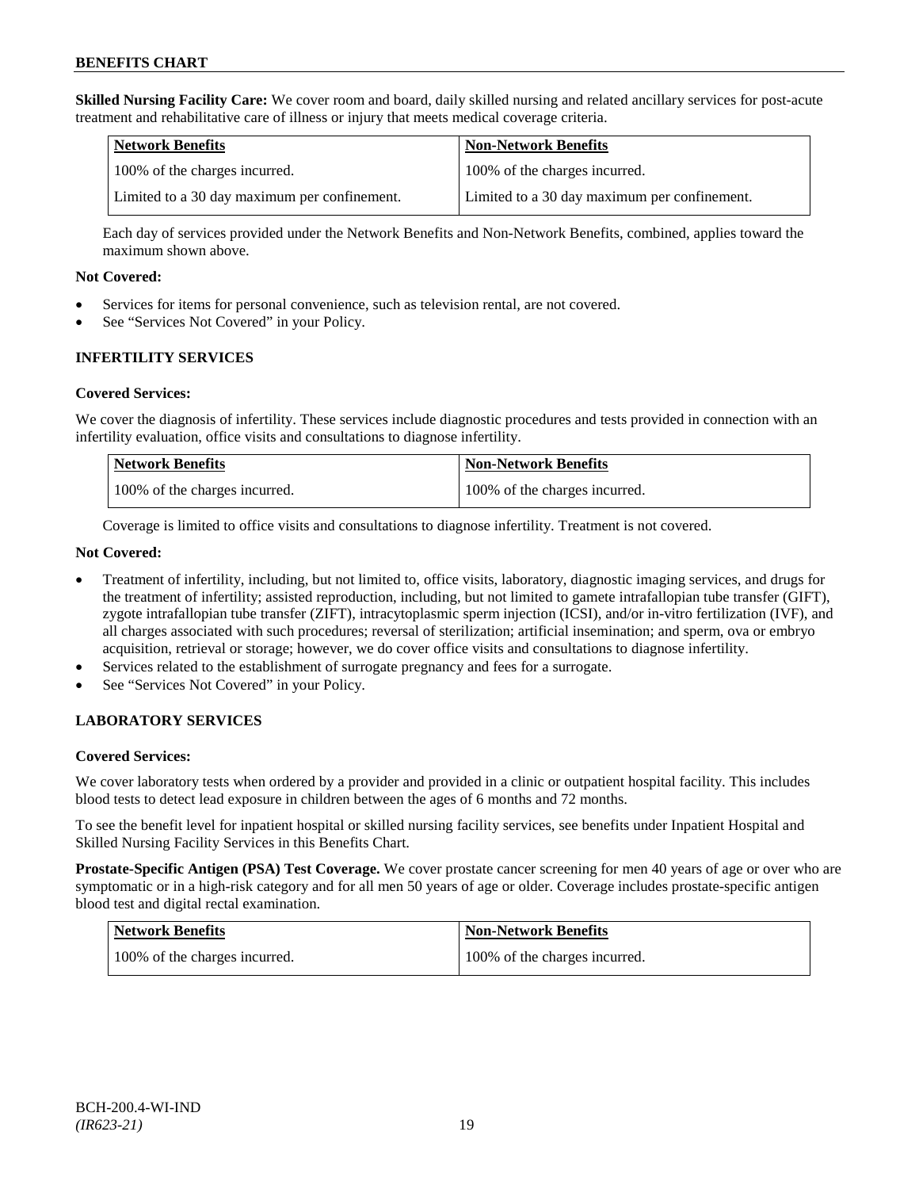**Skilled Nursing Facility Care:** We cover room and board, daily skilled nursing and related ancillary services for post-acute treatment and rehabilitative care of illness or injury that meets medical coverage criteria.

| Network Benefits | Non-Network Benefits |
|---|---|
| 100% of the charges incurred. | 100% of the charges incurred. |
| Limited to a 30 day maximum per confinement. | Limited to a 30 day maximum per confinement. |

Each day of services provided under the Network Benefits and Non-Network Benefits, combined, applies toward the maximum shown above.

**Not Covered:**

- Services for items for personal convenience, such as television rental, are not covered.
- See "Services Not Covered" in your Policy.

### INFERTILITY SERVICES

**Covered Services:**

We cover the diagnosis of infertility. These services include diagnostic procedures and tests provided in connection with an infertility evaluation, office visits and consultations to diagnose infertility.

| Network Benefits | Non-Network Benefits |
|---|---|
| 100% of the charges incurred. | 100% of the charges incurred. |

Coverage is limited to office visits and consultations to diagnose infertility. Treatment is not covered.

**Not Covered:**

- Treatment of infertility, including, but not limited to, office visits, laboratory, diagnostic imaging services, and drugs for the treatment of infertility; assisted reproduction, including, but not limited to gamete intrafallopian tube transfer (GIFT), zygote intrafallopian tube transfer (ZIFT), intracytoplasmic sperm injection (ICSI), and/or in-vitro fertilization (IVF), and all charges associated with such procedures; reversal of sterilization; artificial insemination; and sperm, ova or embryo acquisition, retrieval or storage; however, we do cover office visits and consultations to diagnose infertility.
- Services related to the establishment of surrogate pregnancy and fees for a surrogate.
- See "Services Not Covered" in your Policy.

### LABORATORY SERVICES

**Covered Services:**

We cover laboratory tests when ordered by a provider and provided in a clinic or outpatient hospital facility. This includes blood tests to detect lead exposure in children between the ages of 6 months and 72 months.

To see the benefit level for inpatient hospital or skilled nursing facility services, see benefits under Inpatient Hospital and Skilled Nursing Facility Services in this Benefits Chart.

**Prostate-Specific Antigen (PSA) Test Coverage.** We cover prostate cancer screening for men 40 years of age or over who are symptomatic or in a high-risk category and for all men 50 years of age or older. Coverage includes prostate-specific antigen blood test and digital rectal examination.

| Network Benefits | Non-Network Benefits |
|---|---|
| 100% of the charges incurred. | 100% of the charges incurred. |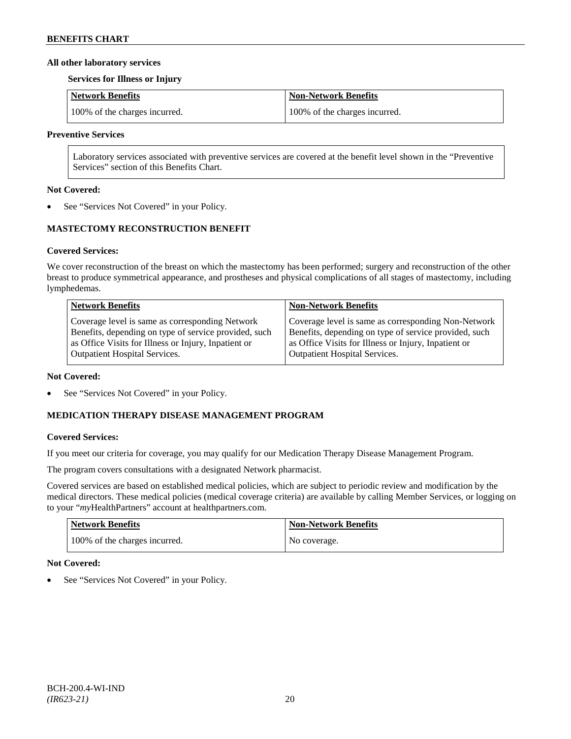**All other laboratory services**

**Services for Illness or Injury**

| Network Benefits | Non-Network Benefits |
| --- | --- |
| 100% of the charges incurred. | 100% of the charges incurred. |

**Preventive Services**

Laboratory services associated with preventive services are covered at the benefit level shown in the "Preventive Services" section of this Benefits Chart.

**Not Covered:**

- See "Services Not Covered" in your Policy.

## MASTECTOMY RECONSTRUCTION BENEFIT

**Covered Services:**

We cover reconstruction of the breast on which the mastectomy has been performed; surgery and reconstruction of the other breast to produce symmetrical appearance, and prostheses and physical complications of all stages of mastectomy, including lymphedemas.

| Network Benefits | Non-Network Benefits |
| --- | --- |
| Coverage level is same as corresponding Network Benefits, depending on type of service provided, such as Office Visits for Illness or Injury, Inpatient or Outpatient Hospital Services. | Coverage level is same as corresponding Non-Network Benefits, depending on type of service provided, such as Office Visits for Illness or Injury, Inpatient or Outpatient Hospital Services. |

**Not Covered:**

- See "Services Not Covered" in your Policy.

## MEDICATION THERAPY DISEASE MANAGEMENT PROGRAM

**Covered Services:**

If you meet our criteria for coverage, you may qualify for our Medication Therapy Disease Management Program.

The program covers consultations with a designated Network pharmacist.

Covered services are based on established medical policies, which are subject to periodic review and modification by the medical directors. These medical policies (medical coverage criteria) are available by calling Member Services, or logging on to your "*my*HealthPartners" account at healthpartners.com.

| Network Benefits | Non-Network Benefits |
| --- | --- |
| 100% of the charges incurred. | No coverage. |

**Not Covered:**

- See "Services Not Covered" in your Policy.

BCH-200.4-WI-IND
*(IR623-21)*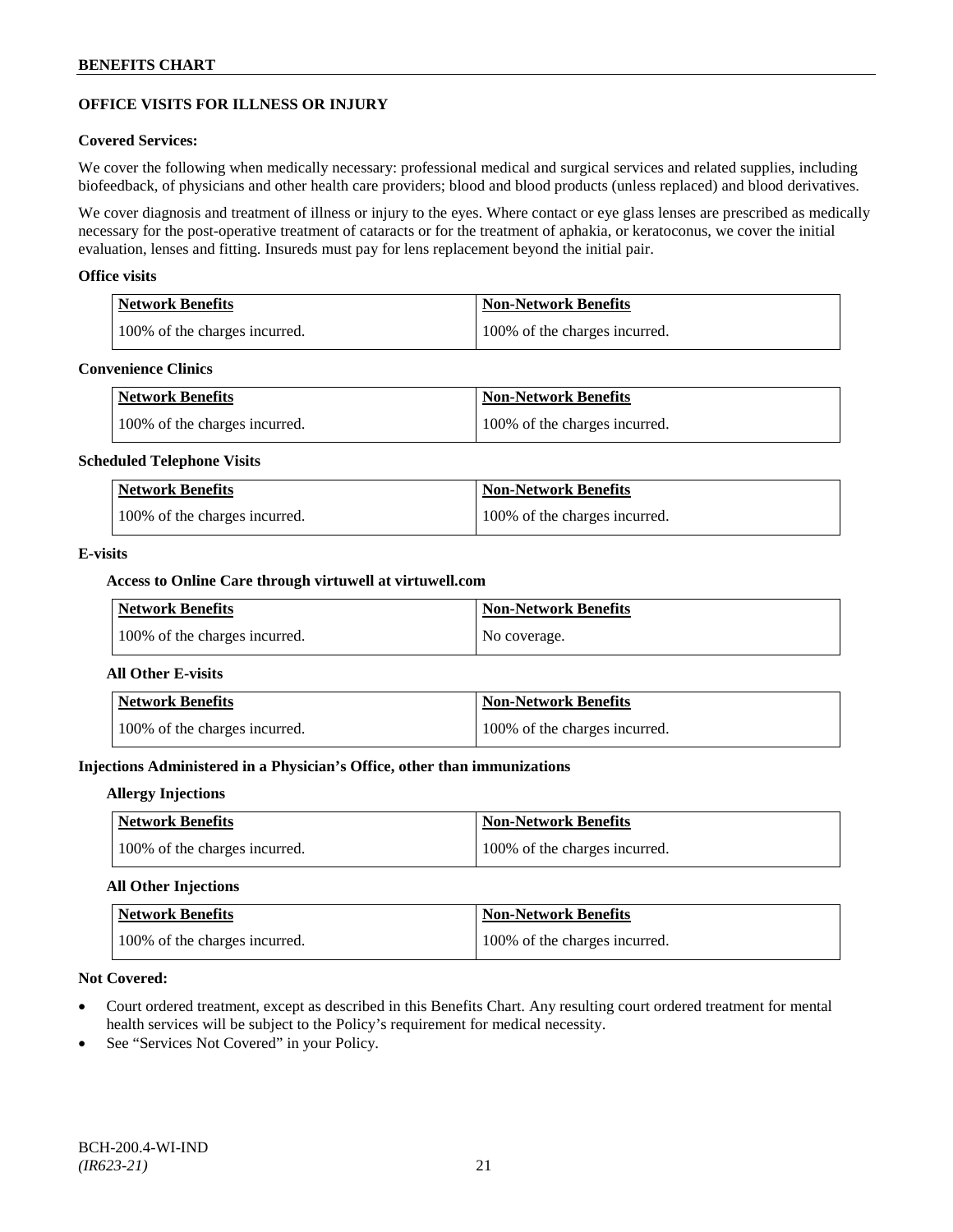## OFFICE VISITS FOR ILLNESS OR INJURY

### Covered Services:

We cover the following when medically necessary: professional medical and surgical services and related supplies, including biofeedback, of physicians and other health care providers; blood and blood products (unless replaced) and blood derivatives.

We cover diagnosis and treatment of illness or injury to the eyes. Where contact or eye glass lenses are prescribed as medically necessary for the post-operative treatment of cataracts or for the treatment of aphakia, or keratoconus, we cover the initial evaluation, lenses and fitting. Insureds must pay for lens replacement beyond the initial pair.

#### Office visits

| Network Benefits | Non-Network Benefits |
|---|---|
| 100% of the charges incurred. | 100% of the charges incurred. |

#### Convenience Clinics

| Network Benefits | Non-Network Benefits |
|---|---|
| 100% of the charges incurred. | 100% of the charges incurred. |

#### Scheduled Telephone Visits

| Network Benefits | Non-Network Benefits |
|---|---|
| 100% of the charges incurred. | 100% of the charges incurred. |

#### E-visits

**Access to Online Care through virtuwell at virtuwell.com**

| Network Benefits | Non-Network Benefits |
|---|---|
| 100% of the charges incurred. | No coverage. |

**All Other E-visits**

| Network Benefits | Non-Network Benefits |
|---|---|
| 100% of the charges incurred. | 100% of the charges incurred. |

#### Injections Administered in a Physician's Office, other than immunizations

**Allergy Injections**

| Network Benefits | Non-Network Benefits |
|---|---|
| 100% of the charges incurred. | 100% of the charges incurred. |

**All Other Injections**

| Network Benefits | Non-Network Benefits |
|---|---|
| 100% of the charges incurred. | 100% of the charges incurred. |

### Not Covered:

- Court ordered treatment, except as described in this Benefits Chart. Any resulting court ordered treatment for mental health services will be subject to the Policy's requirement for medical necessity.
- See "Services Not Covered" in your Policy.

BCH-200.4-WI-IND
*(IR623-21)*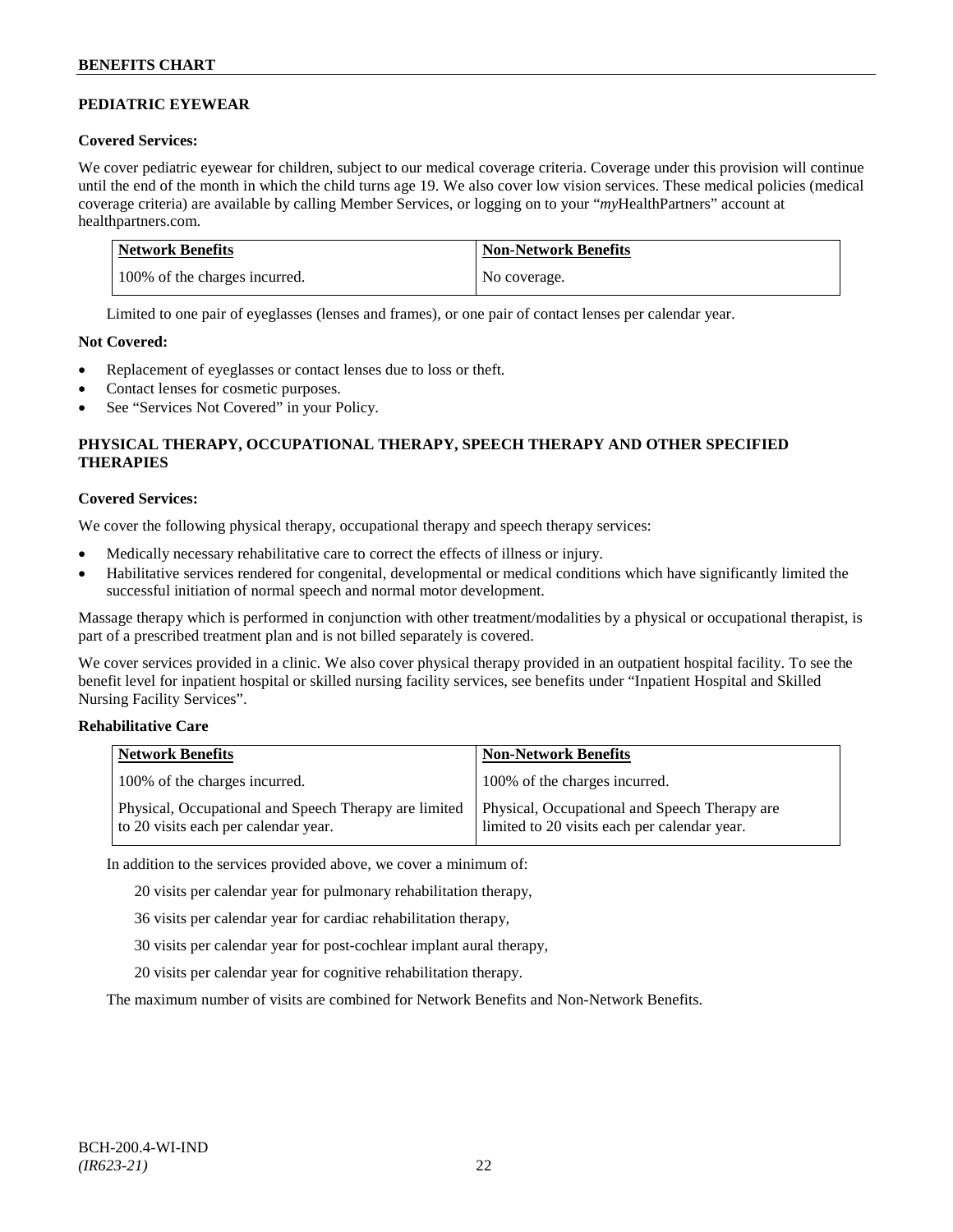## PEDIATRIC EYEWEAR

**Covered Services:**

We cover pediatric eyewear for children, subject to our medical coverage criteria. Coverage under this provision will continue until the end of the month in which the child turns age 19. We also cover low vision services. These medical policies (medical coverage criteria) are available by calling Member Services, or logging on to your "*my*HealthPartners" account at healthpartners.com.

| Network Benefits | Non-Network Benefits |
|---|---|
| 100% of the charges incurred. | No coverage. |

Limited to one pair of eyeglasses (lenses and frames), or one pair of contact lenses per calendar year.

**Not Covered:**

- Replacement of eyeglasses or contact lenses due to loss or theft.
- Contact lenses for cosmetic purposes.
- See "Services Not Covered" in your Policy.

## PHYSICAL THERAPY, OCCUPATIONAL THERAPY, SPEECH THERAPY AND OTHER SPECIFIED THERAPIES

**Covered Services:**

We cover the following physical therapy, occupational therapy and speech therapy services:

- Medically necessary rehabilitative care to correct the effects of illness or injury.
- Habilitative services rendered for congenital, developmental or medical conditions which have significantly limited the successful initiation of normal speech and normal motor development.

Massage therapy which is performed in conjunction with other treatment/modalities by a physical or occupational therapist, is part of a prescribed treatment plan and is not billed separately is covered.

We cover services provided in a clinic. We also cover physical therapy provided in an outpatient hospital facility. To see the benefit level for inpatient hospital or skilled nursing facility services, see benefits under "Inpatient Hospital and Skilled Nursing Facility Services".

**Rehabilitative Care**

| Network Benefits | Non-Network Benefits |
|---|---|
| 100% of the charges incurred. | 100% of the charges incurred. |
| Physical, Occupational and Speech Therapy are limited to 20 visits each per calendar year. | Physical, Occupational and Speech Therapy are limited to 20 visits each per calendar year. |

In addition to the services provided above, we cover a minimum of:

20 visits per calendar year for pulmonary rehabilitation therapy,

36 visits per calendar year for cardiac rehabilitation therapy,

30 visits per calendar year for post-cochlear implant aural therapy,

20 visits per calendar year for cognitive rehabilitation therapy.

The maximum number of visits are combined for Network Benefits and Non-Network Benefits.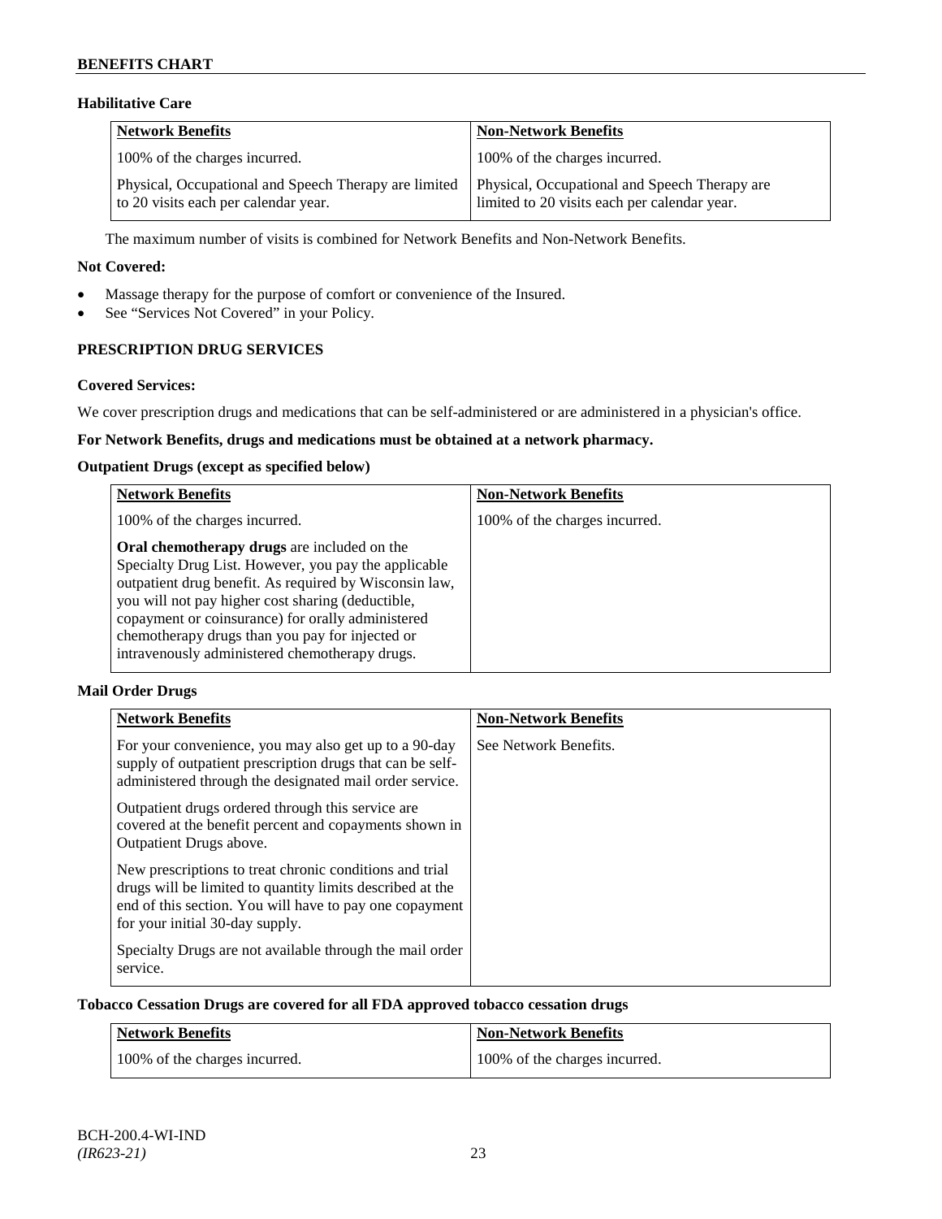### Habilitative Care

| Network Benefits | Non-Network Benefits |
|---|---|
| 100% of the charges incurred. | 100% of the charges incurred. |
| Physical, Occupational and Speech Therapy are limited to 20 visits each per calendar year. | Physical, Occupational and Speech Therapy are limited to 20 visits each per calendar year. |

The maximum number of visits is combined for Network Benefits and Non-Network Benefits.

**Not Covered:**

- Massage therapy for the purpose of comfort or convenience of the Insured.
- See "Services Not Covered" in your Policy.

## PRESCRIPTION DRUG SERVICES

**Covered Services:**

We cover prescription drugs and medications that can be self-administered or are administered in a physician's office.

**For Network Benefits, drugs and medications must be obtained at a network pharmacy.**

**Outpatient Drugs (except as specified below)**

| Network Benefits | Non-Network Benefits |
|---|---|
| 100% of the charges incurred. | 100% of the charges incurred. |
| **Oral chemotherapy drugs** are included on the Specialty Drug List. However, you pay the applicable outpatient drug benefit. As required by Wisconsin law, you will not pay higher cost sharing (deductible, copayment or coinsurance) for orally administered chemotherapy drugs than you pay for injected or intravenously administered chemotherapy drugs. | |

**Mail Order Drugs**

| Network Benefits | Non-Network Benefits |
|---|---|
| For your convenience, you may also get up to a 90-day supply of outpatient prescription drugs that can be self-administered through the designated mail order service. | See Network Benefits. |
| Outpatient drugs ordered through this service are covered at the benefit percent and copayments shown in Outpatient Drugs above. | |
| New prescriptions to treat chronic conditions and trial drugs will be limited to quantity limits described at the end of this section. You will have to pay one copayment for your initial 30-day supply. | |
| Specialty Drugs are not available through the mail order service. | |

**Tobacco Cessation Drugs are covered for all FDA approved tobacco cessation drugs**

| Network Benefits | Non-Network Benefits |
|---|---|
| 100% of the charges incurred. | 100% of the charges incurred. |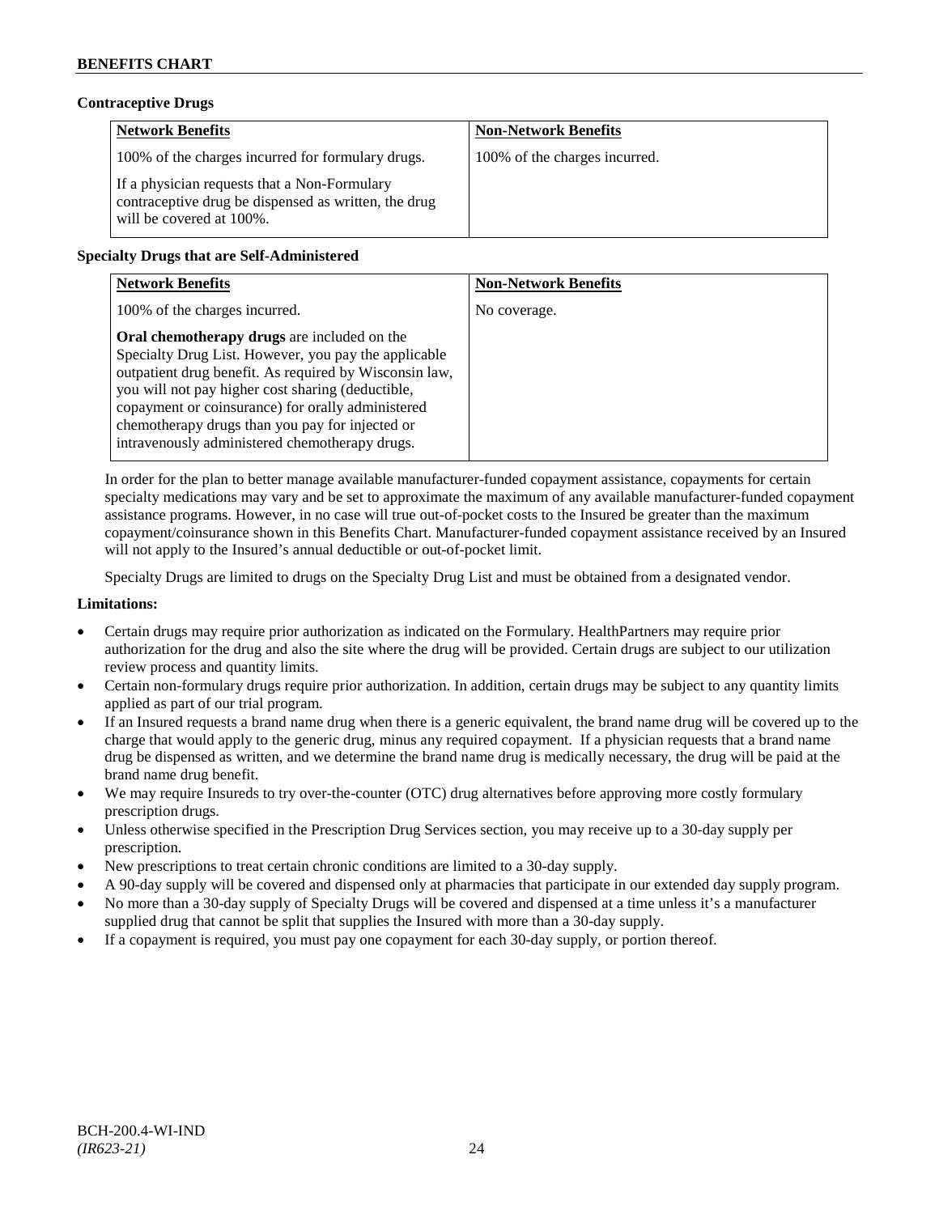### Contraceptive Drugs

| Network Benefits | Non-Network Benefits |
| --- | --- |
| 100% of the charges incurred for formulary drugs.<br><br>If a physician requests that a Non-Formulary contraceptive drug be dispensed as written, the drug will be covered at 100%. | 100% of the charges incurred. |

### Specialty Drugs that are Self-Administered

| Network Benefits | Non-Network Benefits |
| --- | --- |
| 100% of the charges incurred.<br><br>**Oral chemotherapy drugs** are included on the Specialty Drug List. However, you pay the applicable outpatient drug benefit. As required by Wisconsin law, you will not pay higher cost sharing (deductible, copayment or coinsurance) for orally administered chemotherapy drugs than you pay for injected or intravenously administered chemotherapy drugs. | No coverage. |

In order for the plan to better manage available manufacturer-funded copayment assistance, copayments for certain specialty medications may vary and be set to approximate the maximum of any available manufacturer-funded copayment assistance programs. However, in no case will true out-of-pocket costs to the Insured be greater than the maximum copayment/coinsurance shown in this Benefits Chart. Manufacturer-funded copayment assistance received by an Insured will not apply to the Insured's annual deductible or out-of-pocket limit.

Specialty Drugs are limited to drugs on the Specialty Drug List and must be obtained from a designated vendor.

### Limitations:

- Certain drugs may require prior authorization as indicated on the Formulary. HealthPartners may require prior authorization for the drug and also the site where the drug will be provided. Certain drugs are subject to our utilization review process and quantity limits.
- Certain non-formulary drugs require prior authorization. In addition, certain drugs may be subject to any quantity limits applied as part of our trial program.
- If an Insured requests a brand name drug when there is a generic equivalent, the brand name drug will be covered up to the charge that would apply to the generic drug, minus any required copayment. If a physician requests that a brand name drug be dispensed as written, and we determine the brand name drug is medically necessary, the drug will be paid at the brand name drug benefit.
- We may require Insureds to try over-the-counter (OTC) drug alternatives before approving more costly formulary prescription drugs.
- Unless otherwise specified in the Prescription Drug Services section, you may receive up to a 30-day supply per prescription.
- New prescriptions to treat certain chronic conditions are limited to a 30-day supply.
- A 90-day supply will be covered and dispensed only at pharmacies that participate in our extended day supply program.
- No more than a 30-day supply of Specialty Drugs will be covered and dispensed at a time unless it's a manufacturer supplied drug that cannot be split that supplies the Insured with more than a 30-day supply.
- If a copayment is required, you must pay one copayment for each 30-day supply, or portion thereof.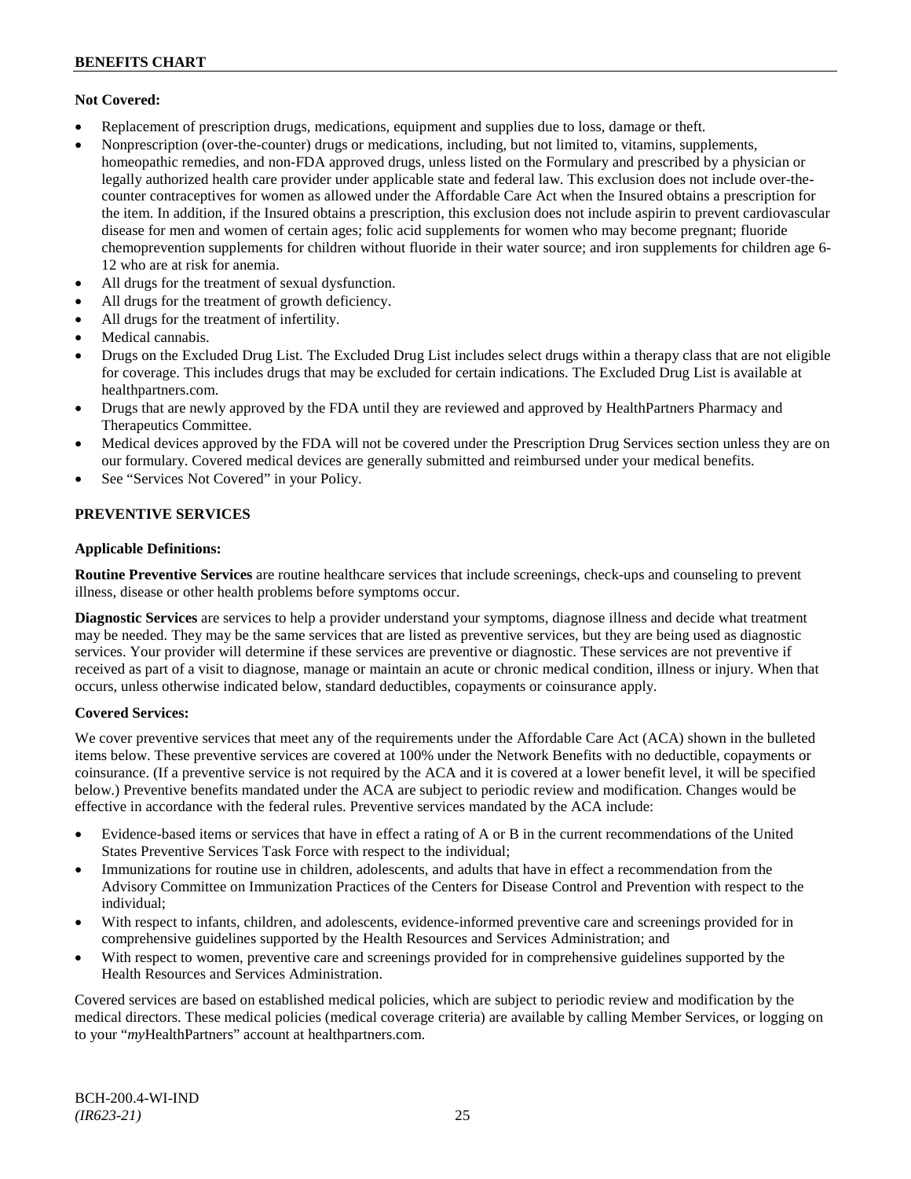**Not Covered:**

- Replacement of prescription drugs, medications, equipment and supplies due to loss, damage or theft.
- Nonprescription (over-the-counter) drugs or medications, including, but not limited to, vitamins, supplements, homeopathic remedies, and non-FDA approved drugs, unless listed on the Formulary and prescribed by a physician or legally authorized health care provider under applicable state and federal law. This exclusion does not include over-the-counter contraceptives for women as allowed under the Affordable Care Act when the Insured obtains a prescription for the item. In addition, if the Insured obtains a prescription, this exclusion does not include aspirin to prevent cardiovascular disease for men and women of certain ages; folic acid supplements for women who may become pregnant; fluoride chemoprevention supplements for children without fluoride in their water source; and iron supplements for children age 6-12 who are at risk for anemia.
- All drugs for the treatment of sexual dysfunction.
- All drugs for the treatment of growth deficiency.
- All drugs for the treatment of infertility.
- Medical cannabis.
- Drugs on the Excluded Drug List. The Excluded Drug List includes select drugs within a therapy class that are not eligible for coverage. This includes drugs that may be excluded for certain indications. The Excluded Drug List is available at healthpartners.com.
- Drugs that are newly approved by the FDA until they are reviewed and approved by HealthPartners Pharmacy and Therapeutics Committee.
- Medical devices approved by the FDA will not be covered under the Prescription Drug Services section unless they are on our formulary. Covered medical devices are generally submitted and reimbursed under your medical benefits.
- See "Services Not Covered" in your Policy.

## PREVENTIVE SERVICES

**Applicable Definitions:**

**Routine Preventive Services** are routine healthcare services that include screenings, check-ups and counseling to prevent illness, disease or other health problems before symptoms occur.

**Diagnostic Services** are services to help a provider understand your symptoms, diagnose illness and decide what treatment may be needed. They may be the same services that are listed as preventive services, but they are being used as diagnostic services. Your provider will determine if these services are preventive or diagnostic. These services are not preventive if received as part of a visit to diagnose, manage or maintain an acute or chronic medical condition, illness or injury. When that occurs, unless otherwise indicated below, standard deductibles, copayments or coinsurance apply.

**Covered Services:**

We cover preventive services that meet any of the requirements under the Affordable Care Act (ACA) shown in the bulleted items below. These preventive services are covered at 100% under the Network Benefits with no deductible, copayments or coinsurance. (If a preventive service is not required by the ACA and it is covered at a lower benefit level, it will be specified below.) Preventive benefits mandated under the ACA are subject to periodic review and modification. Changes would be effective in accordance with the federal rules. Preventive services mandated by the ACA include:

- Evidence-based items or services that have in effect a rating of A or B in the current recommendations of the United States Preventive Services Task Force with respect to the individual;
- Immunizations for routine use in children, adolescents, and adults that have in effect a recommendation from the Advisory Committee on Immunization Practices of the Centers for Disease Control and Prevention with respect to the individual;
- With respect to infants, children, and adolescents, evidence-informed preventive care and screenings provided for in comprehensive guidelines supported by the Health Resources and Services Administration; and
- With respect to women, preventive care and screenings provided for in comprehensive guidelines supported by the Health Resources and Services Administration.

Covered services are based on established medical policies, which are subject to periodic review and modification by the medical directors. These medical policies (medical coverage criteria) are available by calling Member Services, or logging on to your "*my*HealthPartners" account at healthpartners.com.

BCH-200.4-WI-IND
*(IR623-21)*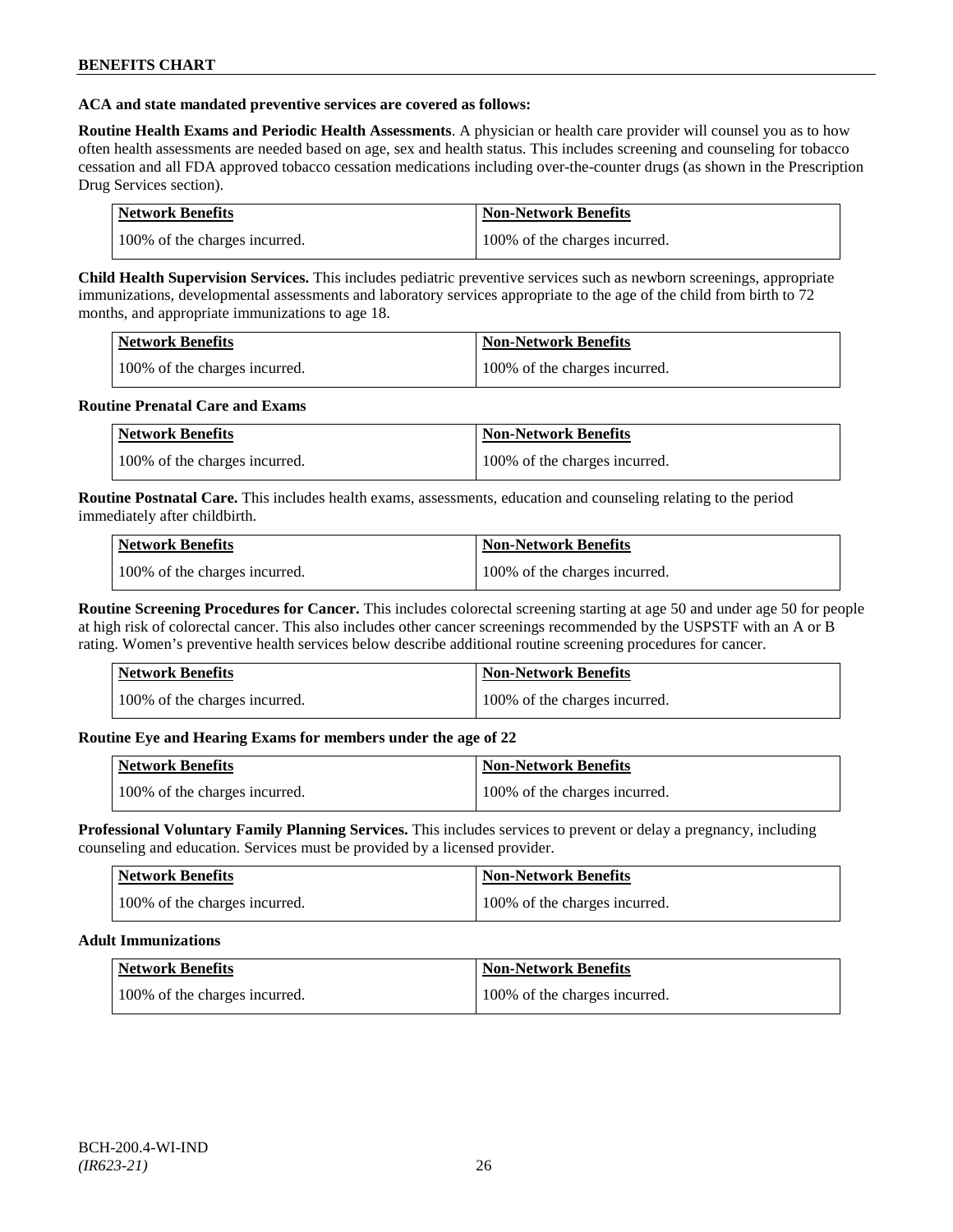**ACA and state mandated preventive services are covered as follows:**

**Routine Health Exams and Periodic Health Assessments**. A physician or health care provider will counsel you as to how often health assessments are needed based on age, sex and health status. This includes screening and counseling for tobacco cessation and all FDA approved tobacco cessation medications including over-the-counter drugs (as shown in the Prescription Drug Services section).

| Network Benefits | Non-Network Benefits |
|---|---|
| 100% of the charges incurred. | 100% of the charges incurred. |

**Child Health Supervision Services.** This includes pediatric preventive services such as newborn screenings, appropriate immunizations, developmental assessments and laboratory services appropriate to the age of the child from birth to 72 months, and appropriate immunizations to age 18.

| Network Benefits | Non-Network Benefits |
|---|---|
| 100% of the charges incurred. | 100% of the charges incurred. |

**Routine Prenatal Care and Exams**

| Network Benefits | Non-Network Benefits |
|---|---|
| 100% of the charges incurred. | 100% of the charges incurred. |

**Routine Postnatal Care.** This includes health exams, assessments, education and counseling relating to the period immediately after childbirth.

| Network Benefits | Non-Network Benefits |
|---|---|
| 100% of the charges incurred. | 100% of the charges incurred. |

**Routine Screening Procedures for Cancer.** This includes colorectal screening starting at age 50 and under age 50 for people at high risk of colorectal cancer. This also includes other cancer screenings recommended by the USPSTF with an A or B rating. Women's preventive health services below describe additional routine screening procedures for cancer.

| Network Benefits | Non-Network Benefits |
|---|---|
| 100% of the charges incurred. | 100% of the charges incurred. |

**Routine Eye and Hearing Exams for members under the age of 22**

| Network Benefits | Non-Network Benefits |
|---|---|
| 100% of the charges incurred. | 100% of the charges incurred. |

**Professional Voluntary Family Planning Services.** This includes services to prevent or delay a pregnancy, including counseling and education. Services must be provided by a licensed provider.

| Network Benefits | Non-Network Benefits |
|---|---|
| 100% of the charges incurred. | 100% of the charges incurred. |

**Adult Immunizations**

| Network Benefits | Non-Network Benefits |
|---|---|
| 100% of the charges incurred. | 100% of the charges incurred. |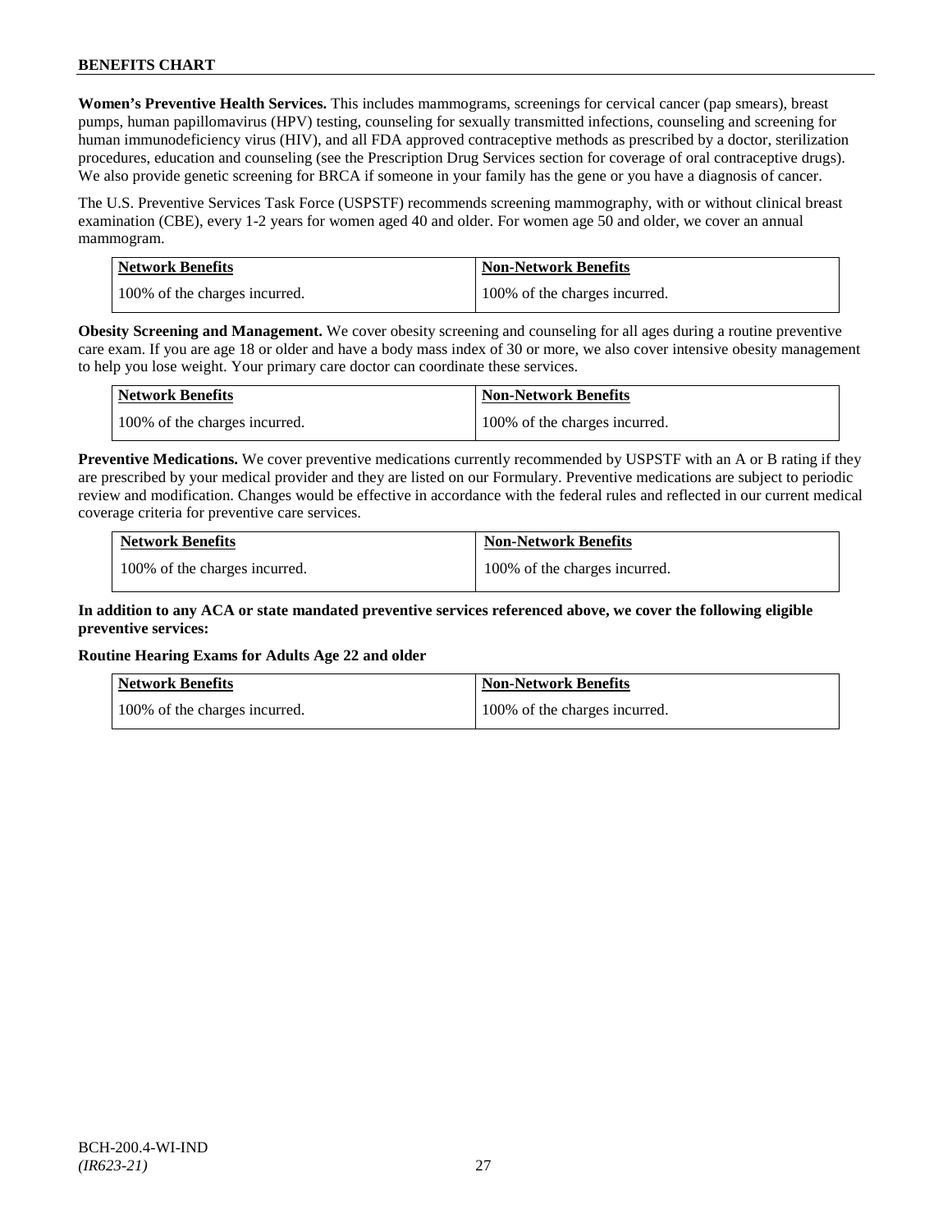**Women's Preventive Health Services.** This includes mammograms, screenings for cervical cancer (pap smears), breast pumps, human papillomavirus (HPV) testing, counseling for sexually transmitted infections, counseling and screening for human immunodeficiency virus (HIV), and all FDA approved contraceptive methods as prescribed by a doctor, sterilization procedures, education and counseling (see the Prescription Drug Services section for coverage of oral contraceptive drugs). We also provide genetic screening for BRCA if someone in your family has the gene or you have a diagnosis of cancer.

The U.S. Preventive Services Task Force (USPSTF) recommends screening mammography, with or without clinical breast examination (CBE), every 1-2 years for women aged 40 and older. For women age 50 and older, we cover an annual mammogram.

| Network Benefits | Non-Network Benefits |
|---|---|
| 100% of the charges incurred. | 100% of the charges incurred. |

**Obesity Screening and Management.** We cover obesity screening and counseling for all ages during a routine preventive care exam. If you are age 18 or older and have a body mass index of 30 or more, we also cover intensive obesity management to help you lose weight. Your primary care doctor can coordinate these services.

| Network Benefits | Non-Network Benefits |
|---|---|
| 100% of the charges incurred. | 100% of the charges incurred. |

**Preventive Medications.** We cover preventive medications currently recommended by USPSTF with an A or B rating if they are prescribed by your medical provider and they are listed on our Formulary. Preventive medications are subject to periodic review and modification. Changes would be effective in accordance with the federal rules and reflected in our current medical coverage criteria for preventive care services.

| Network Benefits | Non-Network Benefits |
|---|---|
| 100% of the charges incurred. | 100% of the charges incurred. |

**In addition to any ACA or state mandated preventive services referenced above, we cover the following eligible preventive services:**

**Routine Hearing Exams for Adults Age 22 and older**

| Network Benefits | Non-Network Benefits |
|---|---|
| 100% of the charges incurred. | 100% of the charges incurred. |

BCH-200.4-WI-IND
*(IR623-21)*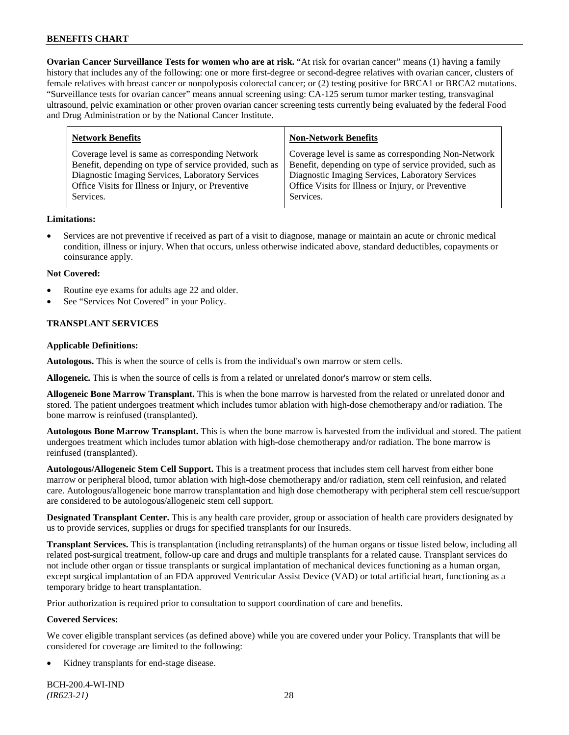**Ovarian Cancer Surveillance Tests for women who are at risk.** "At risk for ovarian cancer" means (1) having a family history that includes any of the following: one or more first-degree or second-degree relatives with ovarian cancer, clusters of female relatives with breast cancer or nonpolyposis colorectal cancer; or (2) testing positive for BRCA1 or BRCA2 mutations. "Surveillance tests for ovarian cancer" means annual screening using: CA-125 serum tumor marker testing, transvaginal ultrasound, pelvic examination or other proven ovarian cancer screening tests currently being evaluated by the federal Food and Drug Administration or by the National Cancer Institute.

| Network Benefits | Non-Network Benefits |
|---|---|
| Coverage level is same as corresponding Network Benefit, depending on type of service provided, such as Diagnostic Imaging Services, Laboratory Services Office Visits for Illness or Injury, or Preventive Services. | Coverage level is same as corresponding Non-Network Benefit, depending on type of service provided, such as Diagnostic Imaging Services, Laboratory Services Office Visits for Illness or Injury, or Preventive Services. |

**Limitations:**

- Services are not preventive if received as part of a visit to diagnose, manage or maintain an acute or chronic medical condition, illness or injury. When that occurs, unless otherwise indicated above, standard deductibles, copayments or coinsurance apply.

**Not Covered:**

- Routine eye exams for adults age 22 and older.
- See "Services Not Covered" in your Policy.

## TRANSPLANT SERVICES

**Applicable Definitions:**

**Autologous.** This is when the source of cells is from the individual's own marrow or stem cells.

**Allogeneic.** This is when the source of cells is from a related or unrelated donor's marrow or stem cells.

**Allogeneic Bone Marrow Transplant.** This is when the bone marrow is harvested from the related or unrelated donor and stored. The patient undergoes treatment which includes tumor ablation with high-dose chemotherapy and/or radiation. The bone marrow is reinfused (transplanted).

**Autologous Bone Marrow Transplant.** This is when the bone marrow is harvested from the individual and stored. The patient undergoes treatment which includes tumor ablation with high-dose chemotherapy and/or radiation. The bone marrow is reinfused (transplanted).

**Autologous/Allogeneic Stem Cell Support.** This is a treatment process that includes stem cell harvest from either bone marrow or peripheral blood, tumor ablation with high-dose chemotherapy and/or radiation, stem cell reinfusion, and related care. Autologous/allogeneic bone marrow transplantation and high dose chemotherapy with peripheral stem cell rescue/support are considered to be autologous/allogeneic stem cell support.

**Designated Transplant Center.** This is any health care provider, group or association of health care providers designated by us to provide services, supplies or drugs for specified transplants for our Insureds.

**Transplant Services.** This is transplantation (including retransplants) of the human organs or tissue listed below, including all related post-surgical treatment, follow-up care and drugs and multiple transplants for a related cause. Transplant services do not include other organ or tissue transplants or surgical implantation of mechanical devices functioning as a human organ, except surgical implantation of an FDA approved Ventricular Assist Device (VAD) or total artificial heart, functioning as a temporary bridge to heart transplantation.

Prior authorization is required prior to consultation to support coordination of care and benefits.

**Covered Services:**

We cover eligible transplant services (as defined above) while you are covered under your Policy. Transplants that will be considered for coverage are limited to the following:

- Kidney transplants for end-stage disease.

BCH-200.4-WI-IND
*(IR623-21)*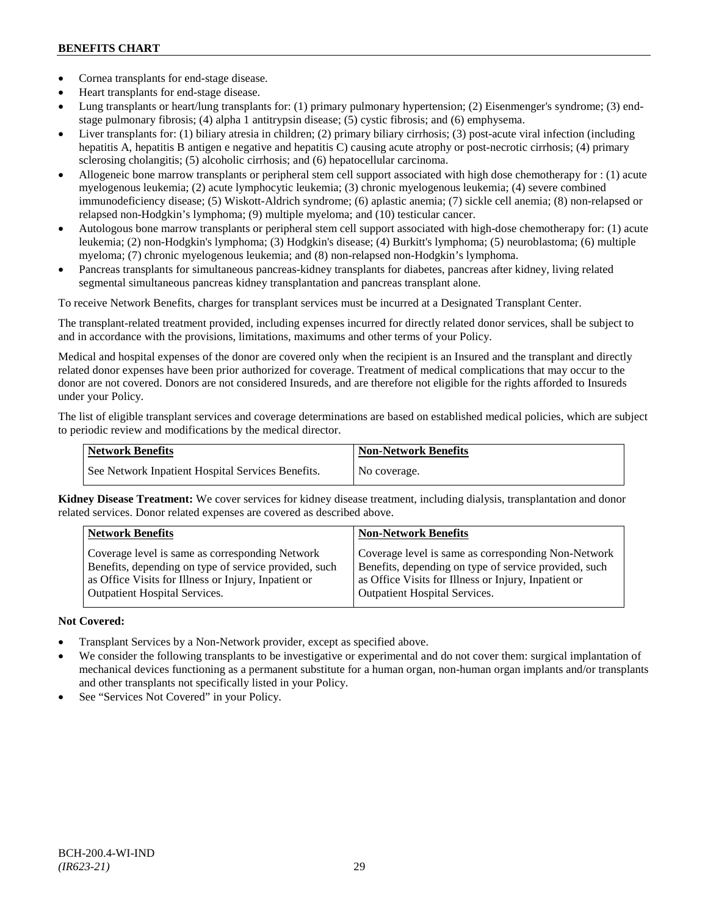- Cornea transplants for end-stage disease.
- Heart transplants for end-stage disease.
- Lung transplants or heart/lung transplants for: (1) primary pulmonary hypertension; (2) Eisenmenger's syndrome; (3) end-stage pulmonary fibrosis; (4) alpha 1 antitrypsin disease; (5) cystic fibrosis; and (6) emphysema.
- Liver transplants for: (1) biliary atresia in children; (2) primary biliary cirrhosis; (3) post-acute viral infection (including hepatitis A, hepatitis B antigen e negative and hepatitis C) causing acute atrophy or post-necrotic cirrhosis; (4) primary sclerosing cholangitis; (5) alcoholic cirrhosis; and (6) hepatocellular carcinoma.
- Allogeneic bone marrow transplants or peripheral stem cell support associated with high dose chemotherapy for : (1) acute myelogenous leukemia; (2) acute lymphocytic leukemia; (3) chronic myelogenous leukemia; (4) severe combined immunodeficiency disease; (5) Wiskott-Aldrich syndrome; (6) aplastic anemia; (7) sickle cell anemia; (8) non-relapsed or relapsed non-Hodgkin's lymphoma; (9) multiple myeloma; and (10) testicular cancer.
- Autologous bone marrow transplants or peripheral stem cell support associated with high-dose chemotherapy for: (1) acute leukemia; (2) non-Hodgkin's lymphoma; (3) Hodgkin's disease; (4) Burkitt's lymphoma; (5) neuroblastoma; (6) multiple myeloma; (7) chronic myelogenous leukemia; and (8) non-relapsed non-Hodgkin's lymphoma.
- Pancreas transplants for simultaneous pancreas-kidney transplants for diabetes, pancreas after kidney, living related segmental simultaneous pancreas kidney transplantation and pancreas transplant alone.

To receive Network Benefits, charges for transplant services must be incurred at a Designated Transplant Center.

The transplant-related treatment provided, including expenses incurred for directly related donor services, shall be subject to and in accordance with the provisions, limitations, maximums and other terms of your Policy.

Medical and hospital expenses of the donor are covered only when the recipient is an Insured and the transplant and directly related donor expenses have been prior authorized for coverage. Treatment of medical complications that may occur to the donor are not covered. Donors are not considered Insureds, and are therefore not eligible for the rights afforded to Insureds under your Policy.

The list of eligible transplant services and coverage determinations are based on established medical policies, which are subject to periodic review and modifications by the medical director.

| Network Benefits | Non-Network Benefits |
|---|---|
| See Network Inpatient Hospital Services Benefits. | No coverage. |

**Kidney Disease Treatment:** We cover services for kidney disease treatment, including dialysis, transplantation and donor related services. Donor related expenses are covered as described above.

| Network Benefits | Non-Network Benefits |
|---|---|
| Coverage level is same as corresponding Network Benefits, depending on type of service provided, such as Office Visits for Illness or Injury, Inpatient or Outpatient Hospital Services. | Coverage level is same as corresponding Non-Network Benefits, depending on type of service provided, such as Office Visits for Illness or Injury, Inpatient or Outpatient Hospital Services. |

**Not Covered:**

- Transplant Services by a Non-Network provider, except as specified above.
- We consider the following transplants to be investigative or experimental and do not cover them: surgical implantation of mechanical devices functioning as a permanent substitute for a human organ, non-human organ implants and/or transplants and other transplants not specifically listed in your Policy.
- See "Services Not Covered" in your Policy.